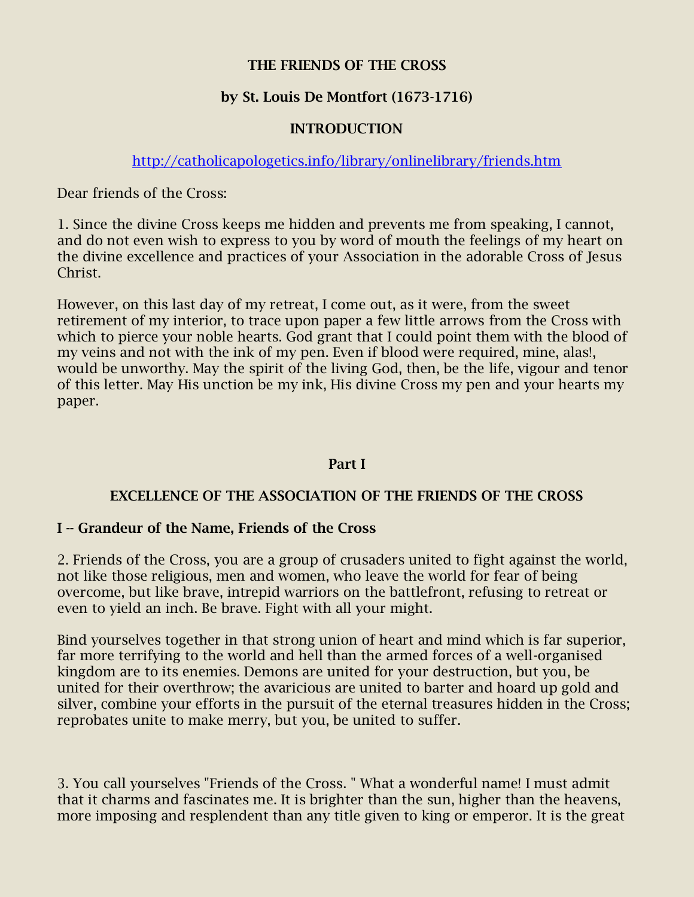# THE FRIENDS OF THE CROSS

## by St. Louis De Montfort (1673-1716)

## INTRODUCTION

http://catholicapologetics.info/library/onlinelibrary/friends.htm

Dear friends of the Cross:

1. Since the divine Cross keeps me hidden and prevents me from speaking, I cannot, and do not even wish to express to you by word of mouth the feelings of my heart on the divine excellence and practices of your Association in the adorable Cross of Jesus Christ.

However, on this last day of my retreat, I come out, as it were, from the sweet retirement of my interior, to trace upon paper a few little arrows from the Cross with which to pierce your noble hearts. God grant that I could point them with the blood of my veins and not with the ink of my pen. Even if blood were required, mine, alas!, would be unworthy. May the spirit of the living God, then, be the life, vigour and tenor of this letter. May His unction be my ink, His divine Cross my pen and your hearts my paper.

## Part I

## EXCELLENCE OF THE ASSOCIATION OF THE FRIENDS OF THE CROSS

### I -- Grandeur of the Name, Friends of the Cross

2. Friends of the Cross, you are a group of crusaders united to fight against the world, not like those religious, men and women, who leave the world for fear of being overcome, but like brave, intrepid warriors on the battlefront, refusing to retreat or even to yield an inch. Be brave. Fight with all your might.

Bind yourselves together in that strong union of heart and mind which is far superior, far more terrifying to the world and hell than the armed forces of a well-organised kingdom are to its enemies. Demons are united for your destruction, but you, be united for their overthrow; the avaricious are united to barter and hoard up gold and silver, combine your efforts in the pursuit of the eternal treasures hidden in the Cross; reprobates unite to make merry, but you, be united to suffer.

3. You call yourselves "Friends of the Cross. " What a wonderful name! I must admit that it charms and fascinates me. It is brighter than the sun, higher than the heavens, more imposing and resplendent than any title given to king or emperor. It is the great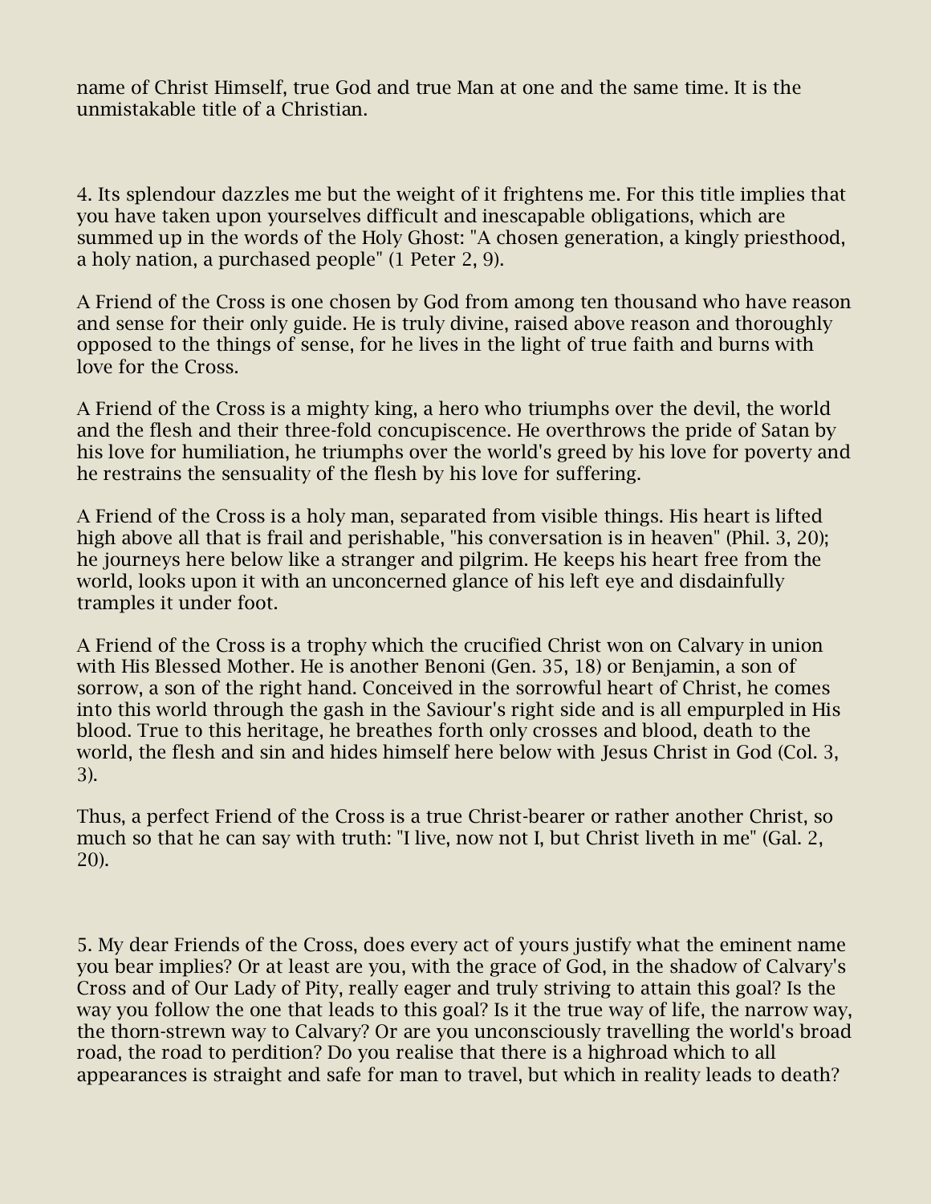name of Christ Himself, true God and true Man at one and the same time. It is the unmistakable title of a Christian.

4. Its splendour dazzles me but the weight of it frightens me. For this title implies that you have taken upon yourselves difficult and inescapable obligations, which are summed up in the words of the Holy Ghost: "A chosen generation, a kingly priesthood, a holy nation, a purchased people" (1 Peter 2, 9).

A Friend of the Cross is one chosen by God from among ten thousand who have reason and sense for their only guide. He is truly divine, raised above reason and thoroughly opposed to the things of sense, for he lives in the light of true faith and burns with love for the Cross.

A Friend of the Cross is a mighty king, a hero who triumphs over the devil, the world and the flesh and their three-fold concupiscence. He overthrows the pride of Satan by his love for humiliation, he triumphs over the world's greed by his love for poverty and he restrains the sensuality of the flesh by his love for suffering.

A Friend of the Cross is a holy man, separated from visible things. His heart is lifted high above all that is frail and perishable, "his conversation is in heaven" (Phil. 3, 20); he journeys here below like a stranger and pilgrim. He keeps his heart free from the world, looks upon it with an unconcerned glance of his left eye and disdainfully tramples it under foot.

A Friend of the Cross is a trophy which the crucified Christ won on Calvary in union with His Blessed Mother. He is another Benoni (Gen. 35, 18) or Benjamin, a son of sorrow, a son of the right hand. Conceived in the sorrowful heart of Christ, he comes into this world through the gash in the Saviour's right side and is all empurpled in His blood. True to this heritage, he breathes forth only crosses and blood, death to the world, the flesh and sin and hides himself here below with Jesus Christ in God (Col. 3, 3).

Thus, a perfect Friend of the Cross is a true Christ-bearer or rather another Christ, so much so that he can say with truth: "I live, now not I, but Christ liveth in me" (Gal. 2, 20).

5. My dear Friends of the Cross, does every act of yours justify what the eminent name you bear implies? Or at least are you, with the grace of God, in the shadow of Calvary's Cross and of Our Lady of Pity, really eager and truly striving to attain this goal? Is the way you follow the one that leads to this goal? Is it the true way of life, the narrow way, the thorn-strewn way to Calvary? Or are you unconsciously travelling the world's broad road, the road to perdition? Do you realise that there is a highroad which to all appearances is straight and safe for man to travel, but which in reality leads to death?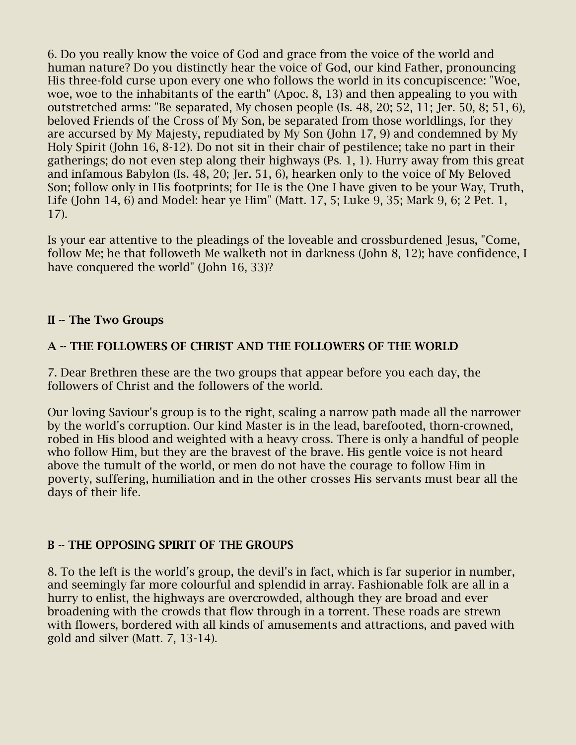6. Do you really know the voice of God and grace from the voice of the world and human nature? Do you distinctly hear the voice of God, our kind Father, pronouncing His three-fold curse upon every one who follows the world in its concupiscence: "Woe, woe, woe to the inhabitants of the earth" (Apoc. 8, 13) and then appealing to you with outstretched arms: "Be separated, My chosen people (Is. 48, 20; 52, 11; Jer. 50, 8; 51, 6), beloved Friends of the Cross of My Son, be separated from those worldlings, for they are accursed by My Majesty, repudiated by My Son (John 17, 9) and condemned by My Holy Spirit (John 16, 8-12). Do not sit in their chair of pestilence; take no part in their gatherings; do not even step along their highways (Ps. 1, 1). Hurry away from this great and infamous Babylon (Is. 48, 20; Jer. 51, 6), hearken only to the voice of My Beloved Son; follow only in His footprints; for He is the One I have given to be your Way, Truth, Life (John 14, 6) and Model: hear ye Him" (Matt. 17, 5; Luke 9, 35; Mark 9, 6; 2 Pet. 1, 17).

Is your ear attentive to the pleadings of the loveable and crossburdened Jesus, "Come, follow Me; he that followeth Me walketh not in darkness (John 8, 12); have confidence, I have conquered the world" (John 16, 33)?

## II -- The Two Groups

### A -- THE FOLLOWERS OF CHRIST AND THE FOLLOWERS OF THE WORLD

7. Dear Brethren these are the two groups that appear before you each day, the followers of Christ and the followers of the world.

Our loving Saviour's group is to the right, scaling a narrow path made all the narrower by the world's corruption. Our kind Master is in the lead, barefooted, thorn-crowned, robed in His blood and weighted with a heavy cross. There is only a handful of people who follow Him, but they are the bravest of the brave. His gentle voice is not heard above the tumult of the world, or men do not have the courage to follow Him in poverty, suffering, humiliation and in the other crosses His servants must bear all the days of their life.

### B -- THE OPPOSING SPIRIT OF THE GROUPS

8. To the left is the world's group, the devil's in fact, which is far superior in number, and seemingly far more colourful and splendid in array. Fashionable folk are all in a hurry to enlist, the highways are overcrowded, although they are broad and ever broadening with the crowds that flow through in a torrent. These roads are strewn with flowers, bordered with all kinds of amusements and attractions, and paved with gold and silver (Matt. 7, 13-14).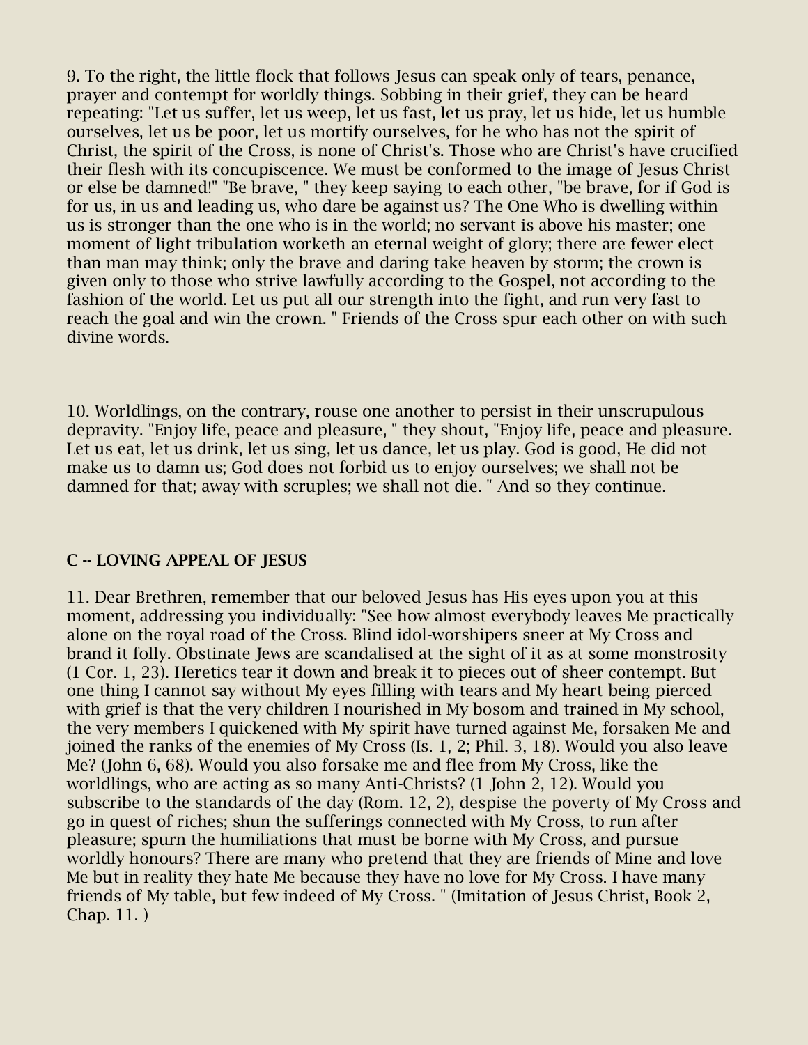9. To the right, the little flock that follows Jesus can speak only of tears, penance, prayer and contempt for worldly things. Sobbing in their grief, they can be heard repeating: "Let us suffer, let us weep, let us fast, let us pray, let us hide, let us humble ourselves, let us be poor, let us mortify ourselves, for he who has not the spirit of Christ, the spirit of the Cross, is none of Christ's. Those who are Christ's have crucified their flesh with its concupiscence. We must be conformed to the image of Jesus Christ or else be damned!" "Be brave, " they keep saying to each other, "be brave, for if God is for us, in us and leading us, who dare be against us? The One Who is dwelling within us is stronger than the one who is in the world; no servant is above his master; one moment of light tribulation worketh an eternal weight of glory; there are fewer elect than man may think; only the brave and daring take heaven by storm; the crown is given only to those who strive lawfully according to the Gospel, not according to the fashion of the world. Let us put all our strength into the fight, and run very fast to reach the goal and win the crown. " Friends of the Cross spur each other on with such divine words.

10. Worldlings, on the contrary, rouse one another to persist in their unscrupulous depravity. "Enjoy life, peace and pleasure, " they shout, "Enjoy life, peace and pleasure. Let us eat, let us drink, let us sing, let us dance, let us play. God is good, He did not make us to damn us; God does not forbid us to enjoy ourselves; we shall not be damned for that; away with scruples; we shall not die. " And so they continue.

### C -- LOVING APPEAL OF JESUS

11. Dear Brethren, remember that our beloved Jesus has His eyes upon you at this moment, addressing you individually: "See how almost everybody leaves Me practically alone on the royal road of the Cross. Blind idol-worshipers sneer at My Cross and brand it folly. Obstinate Jews are scandalised at the sight of it as at some monstrosity (1 Cor. 1, 23). Heretics tear it down and break it to pieces out of sheer contempt. But one thing I cannot say without My eyes filling with tears and My heart being pierced with grief is that the very children I nourished in My bosom and trained in My school, the very members I quickened with My spirit have turned against Me, forsaken Me and joined the ranks of the enemies of My Cross (Is. 1, 2; Phil. 3, 18). Would you also leave Me? (John 6, 68). Would you also forsake me and flee from My Cross, like the worldlings, who are acting as so many Anti-Christs? (1 John 2, 12). Would you subscribe to the standards of the day (Rom. 12, 2), despise the poverty of My Cross and go in quest of riches; shun the sufferings connected with My Cross, to run after pleasure; spurn the humiliations that must be borne with My Cross, and pursue worldly honours? There are many who pretend that they are friends of Mine and love Me but in reality they hate Me because they have no love for My Cross. I have many friends of My table, but few indeed of My Cross. " (Imitation of Jesus Christ, Book 2, Chap. 11. )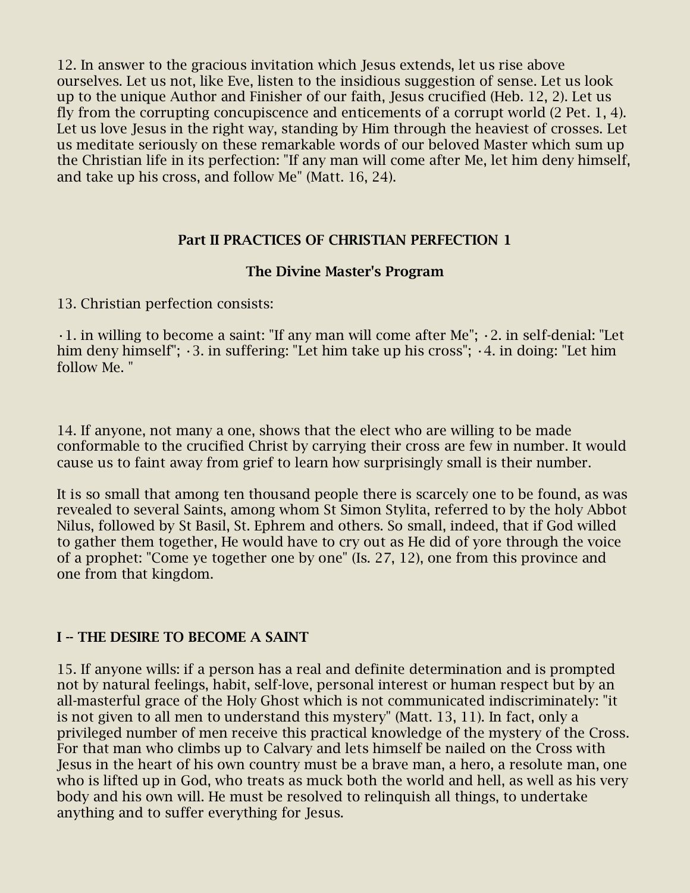12. In answer to the gracious invitation which Jesus extends, let us rise above ourselves. Let us not, like Eve, listen to the insidious suggestion of sense. Let us look up to the unique Author and Finisher of our faith, Jesus crucified (Heb. 12, 2). Let us fly from the corrupting concupiscence and enticements of a corrupt world (2 Pet. 1, 4). Let us love Jesus in the right way, standing by Him through the heaviest of crosses. Let us meditate seriously on these remarkable words of our beloved Master which sum up the Christian life in its perfection: "If any man will come after Me, let him deny himself, and take up his cross, and follow Me" (Matt. 16, 24).

## Part II PRACTICES OF CHRISTIAN PERFECTION 1

### The Divine Master's Program

13. Christian perfection consists:

· 1. in willing to become a saint: "If any man will come after Me"; · 2. in self-denial: "Let him deny himself"; · 3. in suffering: "Let him take up his cross"; · 4. in doing: "Let him follow Me. "

14. If anyone, not many a one, shows that the elect who are willing to be made conformable to the crucified Christ by carrying their cross are few in number. It would cause us to faint away from grief to learn how surprisingly small is their number.

It is so small that among ten thousand people there is scarcely one to be found, as was revealed to several Saints, among whom St Simon Stylita, referred to by the holy Abbot Nilus, followed by St Basil, St. Ephrem and others. So small, indeed, that if God willed to gather them together, He would have to cry out as He did of yore through the voice of a prophet: "Come ye together one by one" (Is. 27, 12), one from this province and one from that kingdom.

### I -- THE DESIRE TO BECOME A SAINT

15. If anyone wills: if a person has a real and definite determination and is prompted not by natural feelings, habit, self-love, personal interest or human respect but by an all-masterful grace of the Holy Ghost which is not communicated indiscriminately: "it is not given to all men to understand this mystery" (Matt. 13, 11). In fact, only a privileged number of men receive this practical knowledge of the mystery of the Cross. For that man who climbs up to Calvary and lets himself be nailed on the Cross with Jesus in the heart of his own country must be a brave man, a hero, a resolute man, one who is lifted up in God, who treats as muck both the world and hell, as well as his very body and his own will. He must be resolved to relinquish all things, to undertake anything and to suffer everything for Jesus.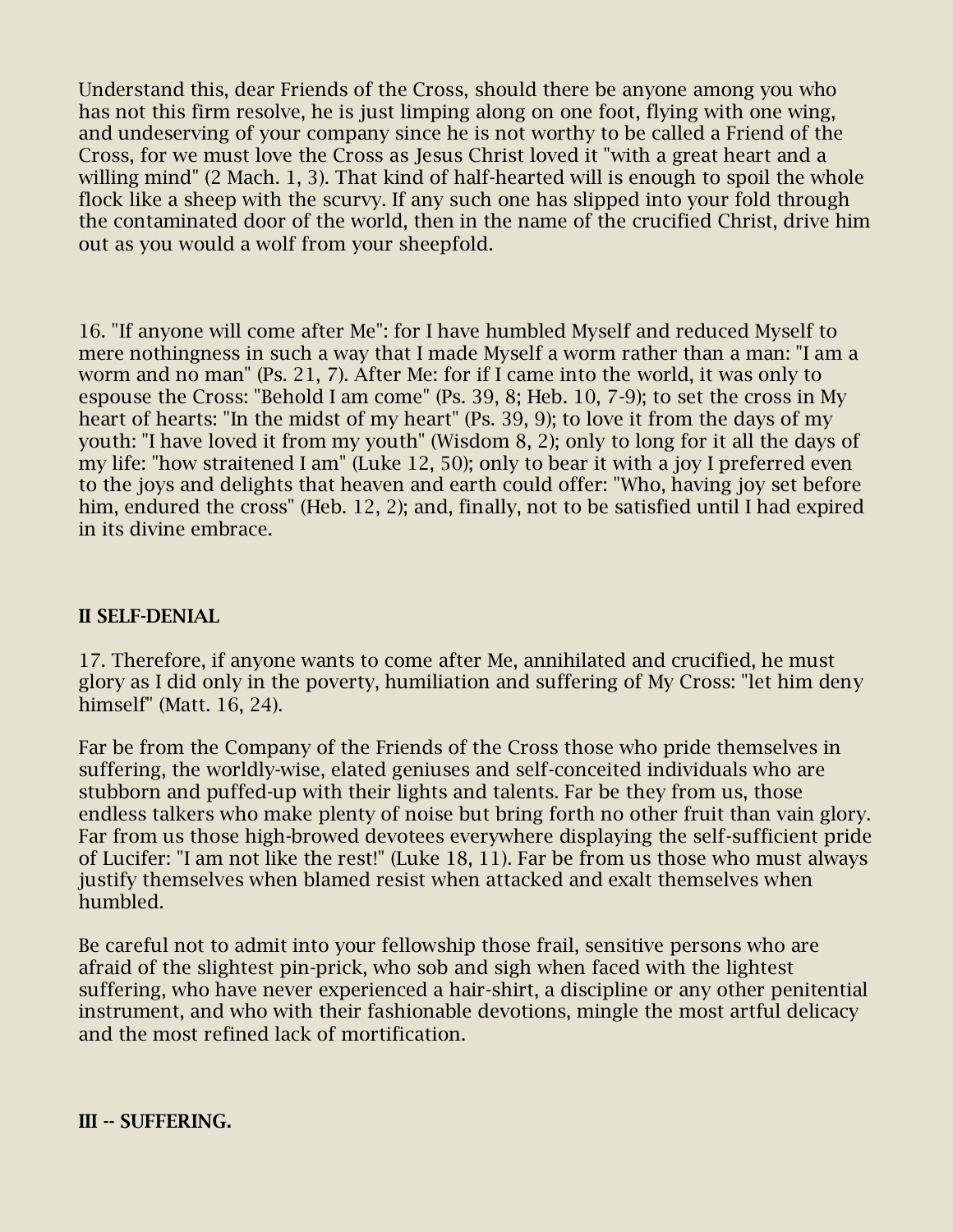Understand this, dear Friends of the Cross, should there be anyone among you who has not this firm resolve, he is just limping along on one foot, flying with one wing, and undeserving of your company since he is not worthy to be called a Friend of the Cross, for we must love the Cross as Jesus Christ loved it "with a great heart and a willing mind" (2 Mach. 1, 3). That kind of half-hearted will is enough to spoil the whole flock like a sheep with the scurvy. If any such one has slipped into your fold through the contaminated door of the world, then in the name of the crucified Christ, drive him out as you would a wolf from your sheepfold.

16. "If anyone will come after Me": for I have humbled Myself and reduced Myself to mere nothingness in such a way that I made Myself a worm rather than a man: "I am a worm and no man" (Ps. 21, 7). After Me: for if I came into the world, it was only to espouse the Cross: "Behold I am come" (Ps. 39, 8; Heb. 10, 7-9); to set the cross in My heart of hearts: "In the midst of my heart" (Ps. 39, 9); to love it from the days of my youth: "I have loved it from my youth" (Wisdom 8, 2); only to long for it all the days of my life: "how straitened I am" (Luke 12, 50); only to bear it with a joy I preferred even to the joys and delights that heaven and earth could offer: "Who, having joy set before him, endured the cross" (Heb. 12, 2); and, finally, not to be satisfied until I had expired in its divine embrace.

## II SELF-DENIAL

17. Therefore, if anyone wants to come after Me, annihilated and crucified, he must glory as I did only in the poverty, humiliation and suffering of My Cross: "let him deny himself" (Matt. 16, 24).

Far be from the Company of the Friends of the Cross those who pride themselves in suffering, the worldly-wise, elated geniuses and self-conceited individuals who are stubborn and puffed-up with their lights and talents. Far be they from us, those endless talkers who make plenty of noise but bring forth no other fruit than vain glory. Far from us those high-browed devotees everywhere displaying the self-sufficient pride of Lucifer: "I am not like the rest!" (Luke 18, 11). Far be from us those who must always justify themselves when blamed resist when attacked and exalt themselves when humbled.

Be careful not to admit into your fellowship those frail, sensitive persons who are afraid of the slightest pin-prick, who sob and sigh when faced with the lightest suffering, who have never experienced a hair-shirt, a discipline or any other penitential instrument, and who with their fashionable devotions, mingle the most artful delicacy and the most refined lack of mortification.

## III -- SUFFERING.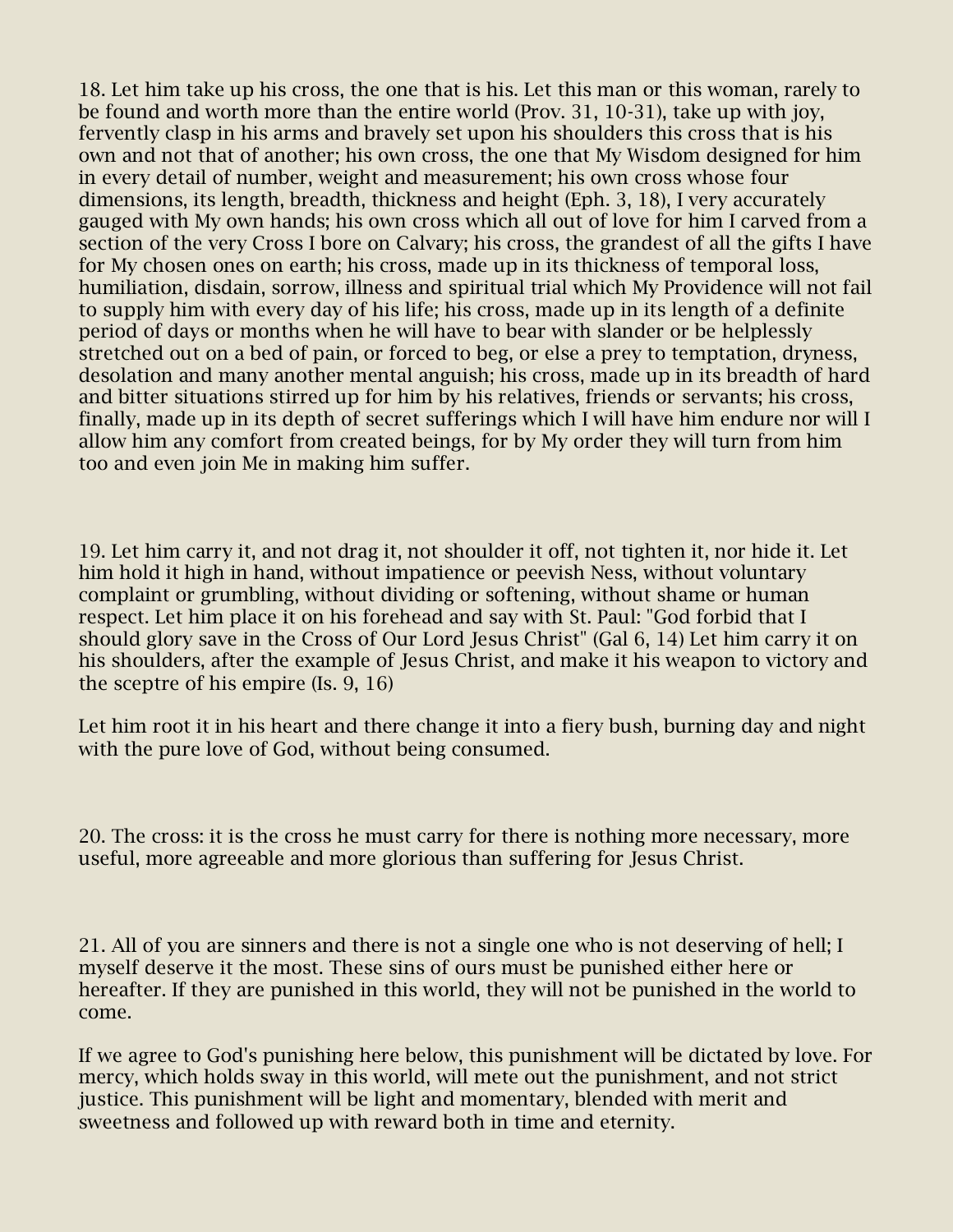18. Let him take up his cross, the one that is his. Let this man or this woman, rarely to be found and worth more than the entire world (Prov. 31, 10-31), take up with joy, fervently clasp in his arms and bravely set upon his shoulders this cross that is his own and not that of another; his own cross, the one that My Wisdom designed for him in every detail of number, weight and measurement; his own cross whose four dimensions, its length, breadth, thickness and height (Eph. 3, 18), I very accurately gauged with My own hands; his own cross which all out of love for him I carved from a section of the very Cross I bore on Calvary; his cross, the grandest of all the gifts I have for My chosen ones on earth; his cross, made up in its thickness of temporal loss, humiliation, disdain, sorrow, illness and spiritual trial which My Providence will not fail to supply him with every day of his life; his cross, made up in its length of a definite period of days or months when he will have to bear with slander or be helplessly stretched out on a bed of pain, or forced to beg, or else a prey to temptation, dryness, desolation and many another mental anguish; his cross, made up in its breadth of hard and bitter situations stirred up for him by his relatives, friends or servants; his cross, finally, made up in its depth of secret sufferings which I will have him endure nor will I allow him any comfort from created beings, for by My order they will turn from him too and even join Me in making him suffer.

19. Let him carry it, and not drag it, not shoulder it off, not tighten it, nor hide it. Let him hold it high in hand, without impatience or peevish Ness, without voluntary complaint or grumbling, without dividing or softening, without shame or human respect. Let him place it on his forehead and say with St. Paul: "God forbid that I should glory save in the Cross of Our Lord Jesus Christ" (Gal 6, 14) Let him carry it on his shoulders, after the example of Jesus Christ, and make it his weapon to victory and the sceptre of his empire (Is. 9, 16)

Let him root it in his heart and there change it into a fiery bush, burning day and night with the pure love of God, without being consumed.

20. The cross: it is the cross he must carry for there is nothing more necessary, more useful, more agreeable and more glorious than suffering for Jesus Christ.

21. All of you are sinners and there is not a single one who is not deserving of hell; I myself deserve it the most. These sins of ours must be punished either here or hereafter. If they are punished in this world, they will not be punished in the world to come.

If we agree to God's punishing here below, this punishment will be dictated by love. For mercy, which holds sway in this world, will mete out the punishment, and not strict justice. This punishment will be light and momentary, blended with merit and sweetness and followed up with reward both in time and eternity.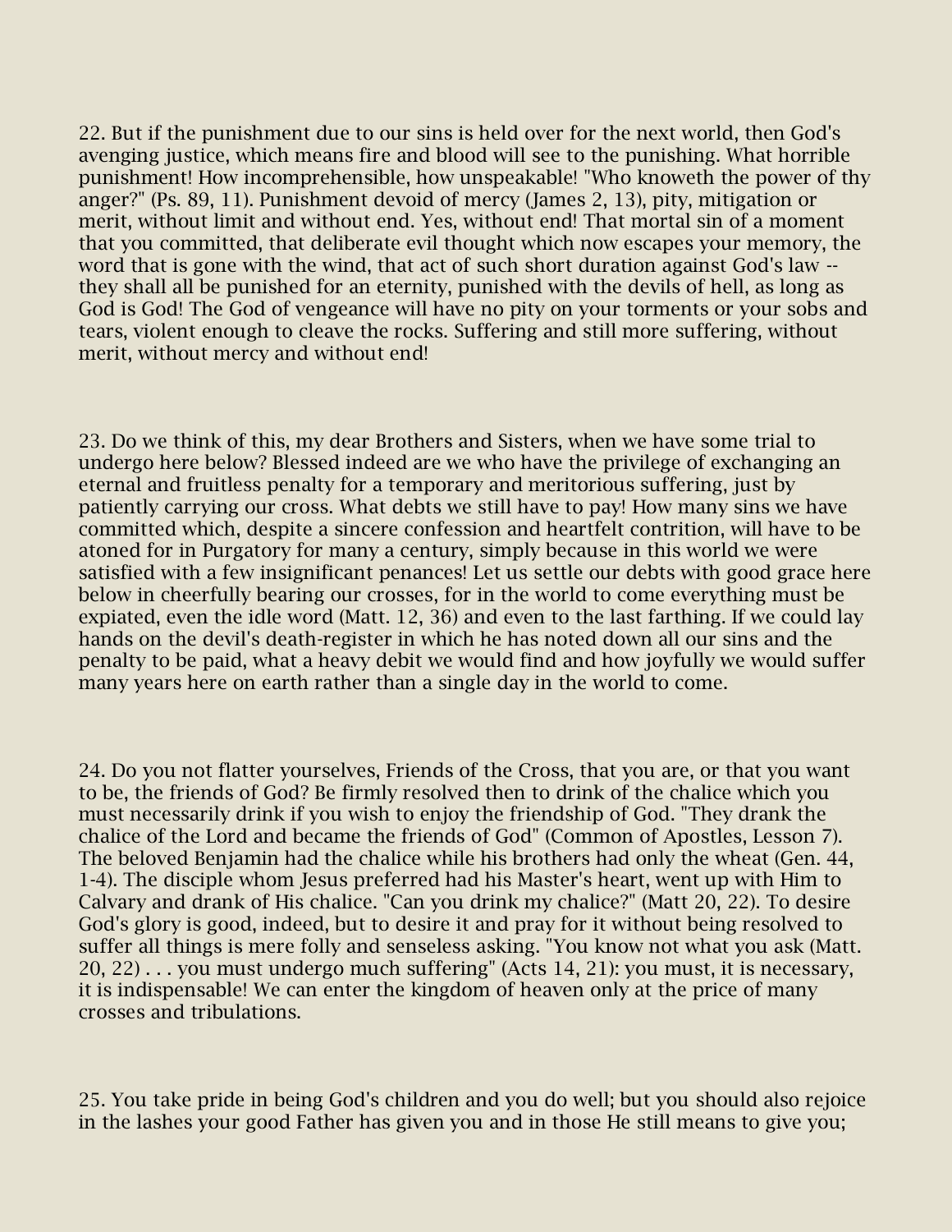22. But if the punishment due to our sins is held over for the next world, then God's avenging justice, which means fire and blood will see to the punishing. What horrible punishment! How incomprehensible, how unspeakable! "Who knoweth the power of thy anger?" (Ps. 89, 11). Punishment devoid of mercy (James 2, 13), pity, mitigation or merit, without limit and without end. Yes, without end! That mortal sin of a moment that you committed, that deliberate evil thought which now escapes your memory, the word that is gone with the wind, that act of such short duration against God's law -- they shall all be punished for an eternity, punished with the devils of hell, as long as God is God! The God of vengeance will have no pity on your torments or your sobs and tears, violent enough to cleave the rocks. Suffering and still more suffering, without merit, without mercy and without end!

23. Do we think of this, my dear Brothers and Sisters, when we have some trial to undergo here below? Blessed indeed are we who have the privilege of exchanging an eternal and fruitless penalty for a temporary and meritorious suffering, just by patiently carrying our cross. What debts we still have to pay! How many sins we have committed which, despite a sincere confession and heartfelt contrition, will have to be atoned for in Purgatory for many a century, simply because in this world we were satisfied with a few insignificant penances! Let us settle our debts with good grace here below in cheerfully bearing our crosses, for in the world to come everything must be expiated, even the idle word (Matt. 12, 36) and even to the last farthing. If we could lay hands on the devil's death-register in which he has noted down all our sins and the penalty to be paid, what a heavy debit we would find and how joyfully we would suffer many years here on earth rather than a single day in the world to come.

24. Do you not flatter yourselves, Friends of the Cross, that you are, or that you want to be, the friends of God? Be firmly resolved then to drink of the chalice which you must necessarily drink if you wish to enjoy the friendship of God. "They drank the chalice of the Lord and became the friends of God" (Common of Apostles, Lesson 7). The beloved Benjamin had the chalice while his brothers had only the wheat (Gen. 44, 1-4). The disciple whom Jesus preferred had his Master's heart, went up with Him to Calvary and drank of His chalice. "Can you drink my chalice?" (Matt 20, 22). To desire God's glory is good, indeed, but to desire it and pray for it without being resolved to suffer all things is mere folly and senseless asking. "You know not what you ask (Matt. 20, 22) . . . you must undergo much suffering" (Acts 14, 21): you must, it is necessary, it is indispensable! We can enter the kingdom of heaven only at the price of many crosses and tribulations.

25. You take pride in being God's children and you do well; but you should also rejoice in the lashes your good Father has given you and in those He still means to give you;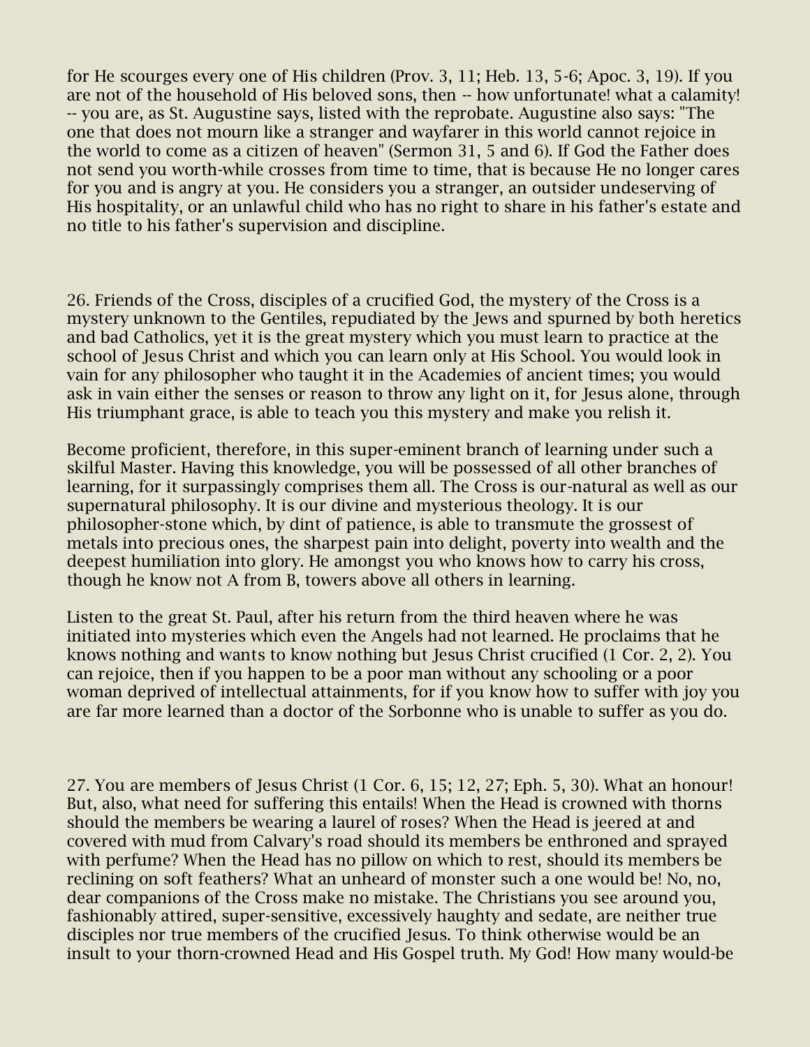for He scourges every one of His children (Prov. 3, 11; Heb. 13, 5-6; Apoc. 3, 19). If you are not of the household of His beloved sons, then -- how unfortunate! what a calamity! -- you are, as St. Augustine says, listed with the reprobate. Augustine also says: "The one that does not mourn like a stranger and wayfarer in this world cannot rejoice in the world to come as a citizen of heaven" (Sermon 31, 5 and 6). If God the Father does not send you worth-while crosses from time to time, that is because He no longer cares for you and is angry at you. He considers you a stranger, an outsider undeserving of His hospitality, or an unlawful child who has no right to share in his father's estate and no title to his father's supervision and discipline.

26. Friends of the Cross, disciples of a crucified God, the mystery of the Cross is a mystery unknown to the Gentiles, repudiated by the Jews and spurned by both heretics and bad Catholics, yet it is the great mystery which you must learn to practice at the school of Jesus Christ and which you can learn only at His School. You would look in vain for any philosopher who taught it in the Academies of ancient times; you would ask in vain either the senses or reason to throw any light on it, for Jesus alone, through His triumphant grace, is able to teach you this mystery and make you relish it.

Become proficient, therefore, in this super-eminent branch of learning under such a skilful Master. Having this knowledge, you will be possessed of all other branches of learning, for it surpassingly comprises them all. The Cross is our-natural as well as our supernatural philosophy. It is our divine and mysterious theology. It is our philosopher-stone which, by dint of patience, is able to transmute the grossest of metals into precious ones, the sharpest pain into delight, poverty into wealth and the deepest humiliation into glory. He amongst you who knows how to carry his cross, though he know not A from B, towers above all others in learning.

Listen to the great St. Paul, after his return from the third heaven where he was initiated into mysteries which even the Angels had not learned. He proclaims that he knows nothing and wants to know nothing but Jesus Christ crucified (1 Cor. 2, 2). You can rejoice, then if you happen to be a poor man without any schooling or a poor woman deprived of intellectual attainments, for if you know how to suffer with joy you are far more learned than a doctor of the Sorbonne who is unable to suffer as you do.

27. You are members of Jesus Christ (1 Cor. 6, 15; 12, 27; Eph. 5, 30). What an honour! But, also, what need for suffering this entails! When the Head is crowned with thorns should the members be wearing a laurel of roses? When the Head is jeered at and covered with mud from Calvary's road should its members be enthroned and sprayed with perfume? When the Head has no pillow on which to rest, should its members be reclining on soft feathers? What an unheard of monster such a one would be! No, no, dear companions of the Cross make no mistake. The Christians you see around you, fashionably attired, super-sensitive, excessively haughty and sedate, are neither true disciples nor true members of the crucified Jesus. To think otherwise would be an insult to your thorn-crowned Head and His Gospel truth. My God! How many would-be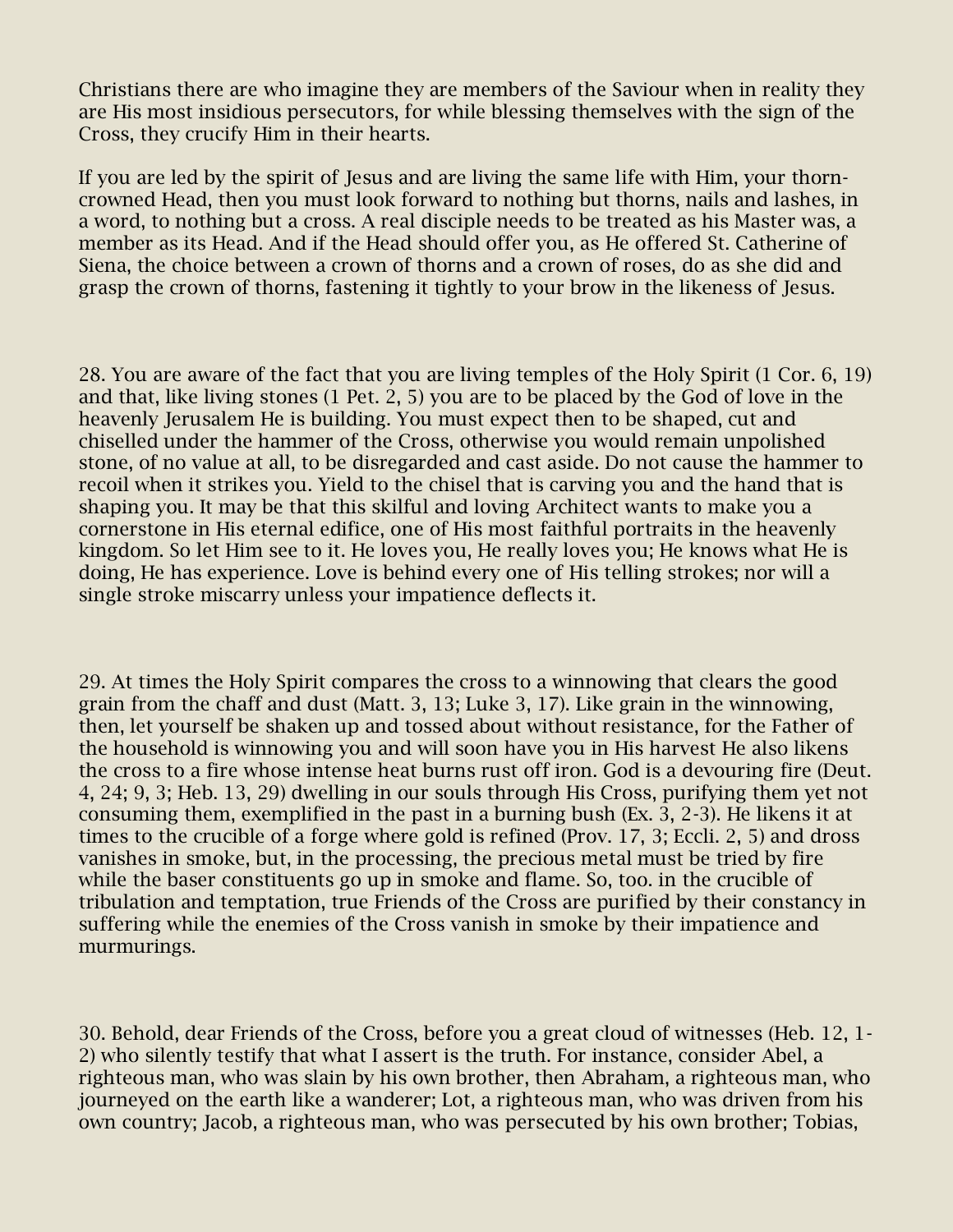Christians there are who imagine they are members of the Saviour when in reality they are His most insidious persecutors, for while blessing themselves with the sign of the Cross, they crucify Him in their hearts.

If you are led by the spirit of Jesus and are living the same life with Him, your thorn-crowned Head, then you must look forward to nothing but thorns, nails and lashes, in a word, to nothing but a cross. A real disciple needs to be treated as his Master was, a member as its Head. And if the Head should offer you, as He offered St. Catherine of Siena, the choice between a crown of thorns and a crown of roses, do as she did and grasp the crown of thorns, fastening it tightly to your brow in the likeness of Jesus.

28. You are aware of the fact that you are living temples of the Holy Spirit (1 Cor. 6, 19) and that, like living stones (1 Pet. 2, 5) you are to be placed by the God of love in the heavenly Jerusalem He is building. You must expect then to be shaped, cut and chiselled under the hammer of the Cross, otherwise you would remain unpolished stone, of no value at all, to be disregarded and cast aside. Do not cause the hammer to recoil when it strikes you. Yield to the chisel that is carving you and the hand that is shaping you. It may be that this skilful and loving Architect wants to make you a cornerstone in His eternal edifice, one of His most faithful portraits in the heavenly kingdom. So let Him see to it. He loves you, He really loves you; He knows what He is doing, He has experience. Love is behind every one of His telling strokes; nor will a single stroke miscarry unless your impatience deflects it.

29. At times the Holy Spirit compares the cross to a winnowing that clears the good grain from the chaff and dust (Matt. 3, 13; Luke 3, 17). Like grain in the winnowing, then, let yourself be shaken up and tossed about without resistance, for the Father of the household is winnowing you and will soon have you in His harvest He also likens the cross to a fire whose intense heat burns rust off iron. God is a devouring fire (Deut. 4, 24; 9, 3; Heb. 13, 29) dwelling in our souls through His Cross, purifying them yet not consuming them, exemplified in the past in a burning bush (Ex. 3, 2-3). He likens it at times to the crucible of a forge where gold is refined (Prov. 17, 3; Eccli. 2, 5) and dross vanishes in smoke, but, in the processing, the precious metal must be tried by fire while the baser constituents go up in smoke and flame. So, too. in the crucible of tribulation and temptation, true Friends of the Cross are purified by their constancy in suffering while the enemies of the Cross vanish in smoke by their impatience and murmurings.

30. Behold, dear Friends of the Cross, before you a great cloud of witnesses (Heb. 12, 1-2) who silently testify that what I assert is the truth. For instance, consider Abel, a righteous man, who was slain by his own brother, then Abraham, a righteous man, who journeyed on the earth like a wanderer; Lot, a righteous man, who was driven from his own country; Jacob, a righteous man, who was persecuted by his own brother; Tobias,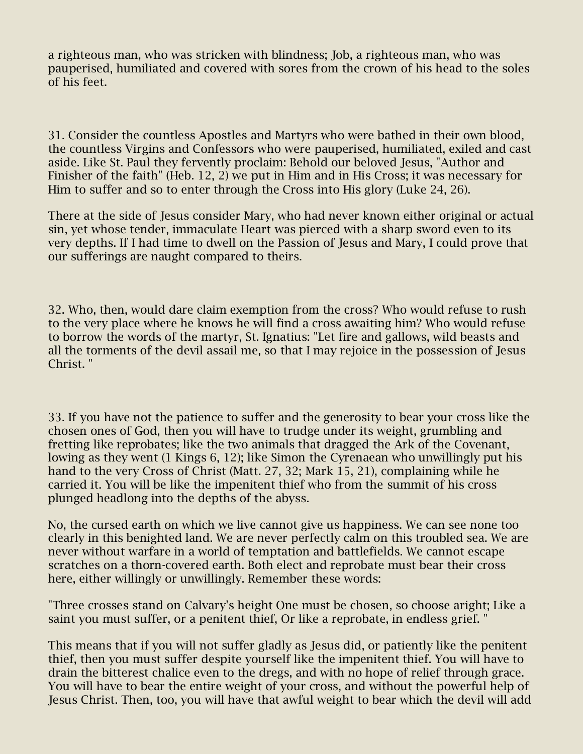a righteous man, who was stricken with blindness; Job, a righteous man, who was pauperised, humiliated and covered with sores from the crown of his head to the soles of his feet.

31. Consider the countless Apostles and Martyrs who were bathed in their own blood, the countless Virgins and Confessors who were pauperised, humiliated, exiled and cast aside. Like St. Paul they fervently proclaim: Behold our beloved Jesus, "Author and Finisher of the faith" (Heb. 12, 2) we put in Him and in His Cross; it was necessary for Him to suffer and so to enter through the Cross into His glory (Luke 24, 26).

There at the side of Jesus consider Mary, who had never known either original or actual sin, yet whose tender, immaculate Heart was pierced with a sharp sword even to its very depths. If I had time to dwell on the Passion of Jesus and Mary, I could prove that our sufferings are naught compared to theirs.

32. Who, then, would dare claim exemption from the cross? Who would refuse to rush to the very place where he knows he will find a cross awaiting him? Who would refuse to borrow the words of the martyr, St. Ignatius: "Let fire and gallows, wild beasts and all the torments of the devil assail me, so that I may rejoice in the possession of Jesus Christ. "

33. If you have not the patience to suffer and the generosity to bear your cross like the chosen ones of God, then you will have to trudge under its weight, grumbling and fretting like reprobates; like the two animals that dragged the Ark of the Covenant, lowing as they went (1 Kings 6, 12); like Simon the Cyrenaean who unwillingly put his hand to the very Cross of Christ (Matt. 27, 32; Mark 15, 21), complaining while he carried it. You will be like the impenitent thief who from the summit of his cross plunged headlong into the depths of the abyss.

No, the cursed earth on which we live cannot give us happiness. We can see none too clearly in this benighted land. We are never perfectly calm on this troubled sea. We are never without warfare in a world of temptation and battlefields. We cannot escape scratches on a thorn-covered earth. Both elect and reprobate must bear their cross here, either willingly or unwillingly. Remember these words:

"Three crosses stand on Calvary's height One must be chosen, so choose aright; Like a saint you must suffer, or a penitent thief, Or like a reprobate, in endless grief. "

This means that if you will not suffer gladly as Jesus did, or patiently like the penitent thief, then you must suffer despite yourself like the impenitent thief. You will have to drain the bitterest chalice even to the dregs, and with no hope of relief through grace. You will have to bear the entire weight of your cross, and without the powerful help of Jesus Christ. Then, too, you will have that awful weight to bear which the devil will add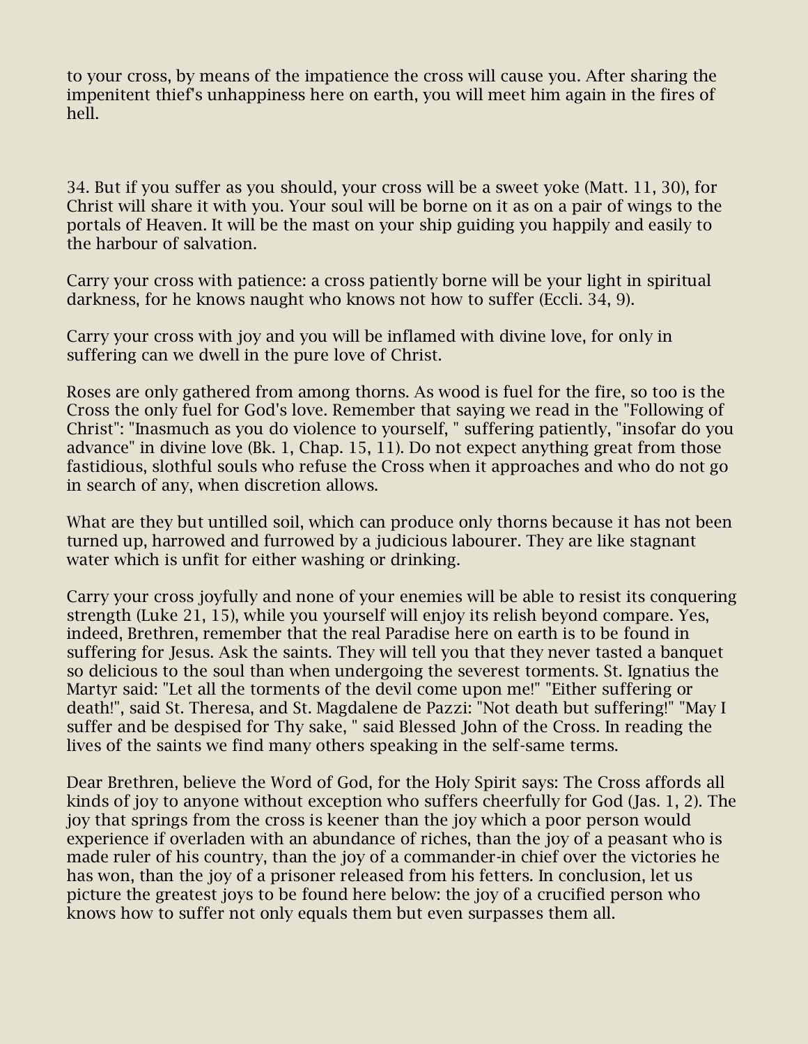to your cross, by means of the impatience the cross will cause you. After sharing the impenitent thief's unhappiness here on earth, you will meet him again in the fires of hell.

34. But if you suffer as you should, your cross will be a sweet yoke (Matt. 11, 30), for Christ will share it with you. Your soul will be borne on it as on a pair of wings to the portals of Heaven. It will be the mast on your ship guiding you happily and easily to the harbour of salvation.

Carry your cross with patience: a cross patiently borne will be your light in spiritual darkness, for he knows naught who knows not how to suffer (Eccli. 34, 9).

Carry your cross with joy and you will be inflamed with divine love, for only in suffering can we dwell in the pure love of Christ.

Roses are only gathered from among thorns. As wood is fuel for the fire, so too is the Cross the only fuel for God's love. Remember that saying we read in the "Following of Christ": "Inasmuch as you do violence to yourself, " suffering patiently, "insofar do you advance" in divine love (Bk. 1, Chap. 15, 11). Do not expect anything great from those fastidious, slothful souls who refuse the Cross when it approaches and who do not go in search of any, when discretion allows.

What are they but untilled soil, which can produce only thorns because it has not been turned up, harrowed and furrowed by a judicious labourer. They are like stagnant water which is unfit for either washing or drinking.

Carry your cross joyfully and none of your enemies will be able to resist its conquering strength (Luke 21, 15), while you yourself will enjoy its relish beyond compare. Yes, indeed, Brethren, remember that the real Paradise here on earth is to be found in suffering for Jesus. Ask the saints. They will tell you that they never tasted a banquet so delicious to the soul than when undergoing the severest torments. St. Ignatius the Martyr said: "Let all the torments of the devil come upon me!" "Either suffering or death!", said St. Theresa, and St. Magdalene de Pazzi: "Not death but suffering!" "May I suffer and be despised for Thy sake, " said Blessed John of the Cross. In reading the lives of the saints we find many others speaking in the self-same terms.

Dear Brethren, believe the Word of God, for the Holy Spirit says: The Cross affords all kinds of joy to anyone without exception who suffers cheerfully for God (Jas. 1, 2). The joy that springs from the cross is keener than the joy which a poor person would experience if overladen with an abundance of riches, than the joy of a peasant who is made ruler of his country, than the joy of a commander-in chief over the victories he has won, than the joy of a prisoner released from his fetters. In conclusion, let us picture the greatest joys to be found here below: the joy of a crucified person who knows how to suffer not only equals them but even surpasses them all.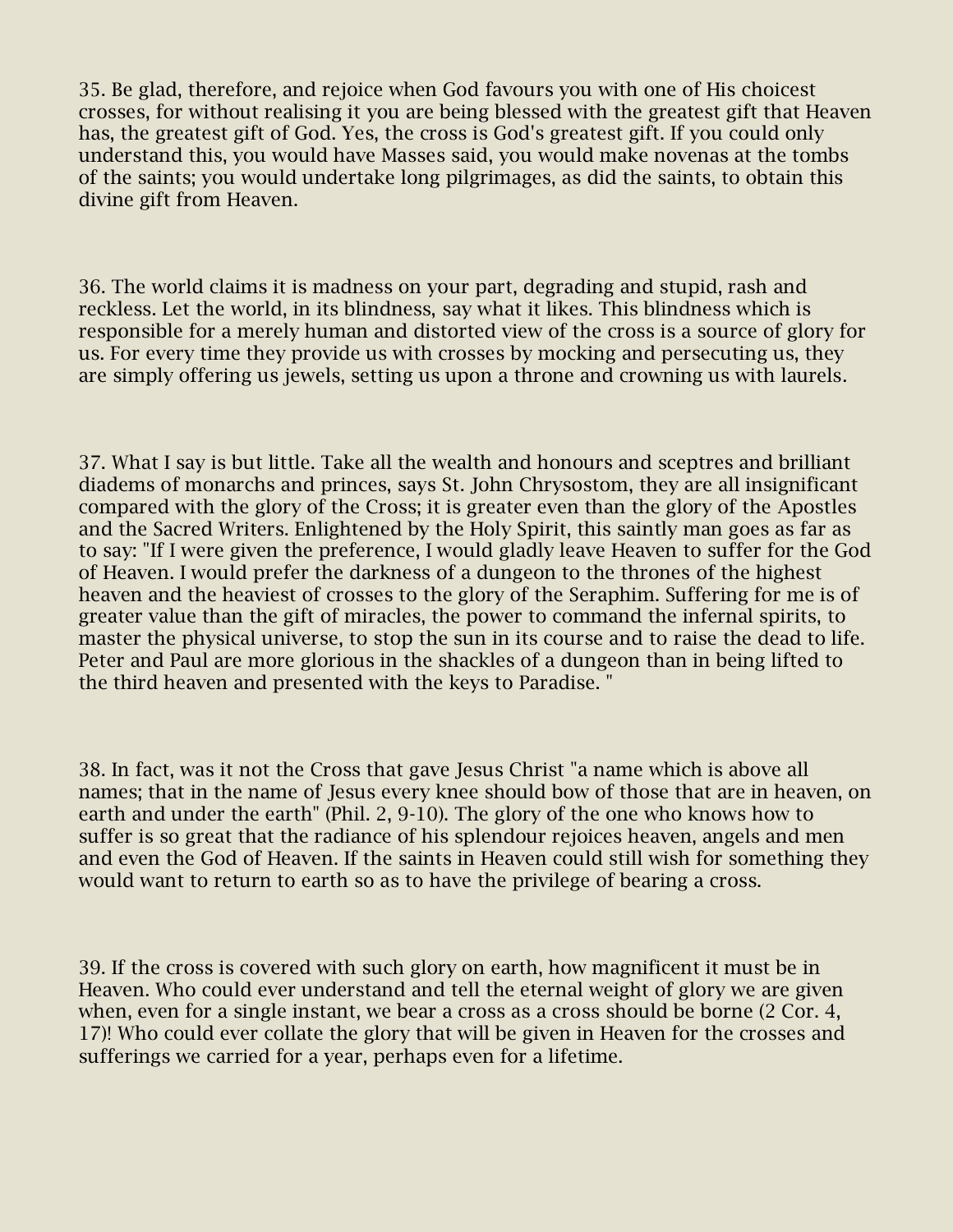35. Be glad, therefore, and rejoice when God favours you with one of His choicest crosses, for without realising it you are being blessed with the greatest gift that Heaven has, the greatest gift of God. Yes, the cross is God's greatest gift. If you could only understand this, you would have Masses said, you would make novenas at the tombs of the saints; you would undertake long pilgrimages, as did the saints, to obtain this divine gift from Heaven.

36. The world claims it is madness on your part, degrading and stupid, rash and reckless. Let the world, in its blindness, say what it likes. This blindness which is responsible for a merely human and distorted view of the cross is a source of glory for us. For every time they provide us with crosses by mocking and persecuting us, they are simply offering us jewels, setting us upon a throne and crowning us with laurels.

37. What I say is but little. Take all the wealth and honours and sceptres and brilliant diadems of monarchs and princes, says St. John Chrysostom, they are all insignificant compared with the glory of the Cross; it is greater even than the glory of the Apostles and the Sacred Writers. Enlightened by the Holy Spirit, this saintly man goes as far as to say: "If I were given the preference, I would gladly leave Heaven to suffer for the God of Heaven. I would prefer the darkness of a dungeon to the thrones of the highest heaven and the heaviest of crosses to the glory of the Seraphim. Suffering for me is of greater value than the gift of miracles, the power to command the infernal spirits, to master the physical universe, to stop the sun in its course and to raise the dead to life. Peter and Paul are more glorious in the shackles of a dungeon than in being lifted to the third heaven and presented with the keys to Paradise. "

38. In fact, was it not the Cross that gave Jesus Christ "a name which is above all names; that in the name of Jesus every knee should bow of those that are in heaven, on earth and under the earth" (Phil. 2, 9-10). The glory of the one who knows how to suffer is so great that the radiance of his splendour rejoices heaven, angels and men and even the God of Heaven. If the saints in Heaven could still wish for something they would want to return to earth so as to have the privilege of bearing a cross.

39. If the cross is covered with such glory on earth, how magnificent it must be in Heaven. Who could ever understand and tell the eternal weight of glory we are given when, even for a single instant, we bear a cross as a cross should be borne (2 Cor. 4, 17)! Who could ever collate the glory that will be given in Heaven for the crosses and sufferings we carried for a year, perhaps even for a lifetime.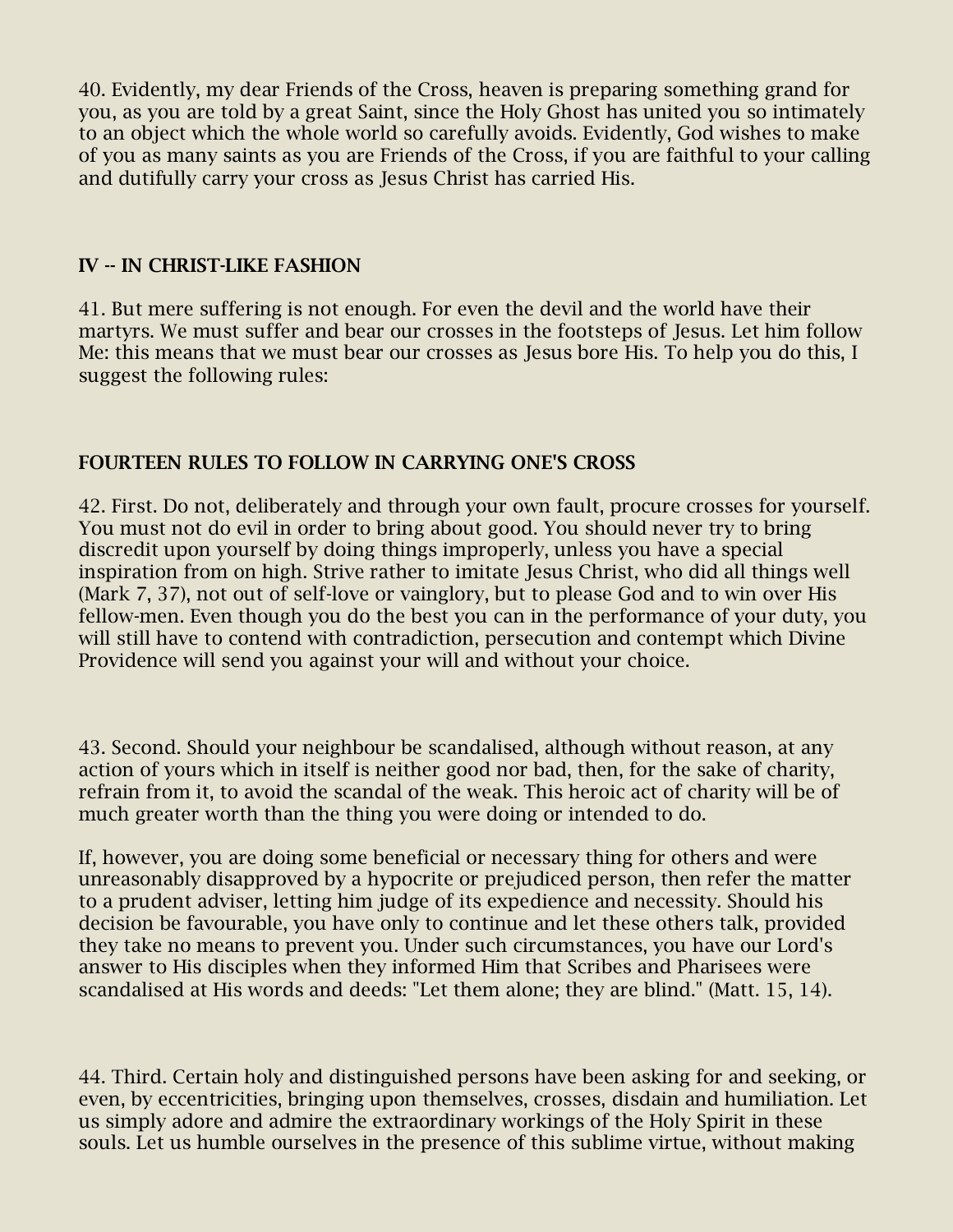40. Evidently, my dear Friends of the Cross, heaven is preparing something grand for you, as you are told by a great Saint, since the Holy Ghost has united you so intimately to an object which the whole world so carefully avoids. Evidently, God wishes to make of you as many saints as you are Friends of the Cross, if you are faithful to your calling and dutifully carry your cross as Jesus Christ has carried His.

## IV -- IN CHRIST-LIKE FASHION

41. But mere suffering is not enough. For even the devil and the world have their martyrs. We must suffer and bear our crosses in the footsteps of Jesus. Let him follow Me: this means that we must bear our crosses as Jesus bore His. To help you do this, I suggest the following rules:

## FOURTEEN RULES TO FOLLOW IN CARRYING ONE'S CROSS

42. First. Do not, deliberately and through your own fault, procure crosses for yourself. You must not do evil in order to bring about good. You should never try to bring discredit upon yourself by doing things improperly, unless you have a special inspiration from on high. Strive rather to imitate Jesus Christ, who did all things well (Mark 7, 37), not out of self-love or vainglory, but to please God and to win over His fellow-men. Even though you do the best you can in the performance of your duty, you will still have to contend with contradiction, persecution and contempt which Divine Providence will send you against your will and without your choice.

43. Second. Should your neighbour be scandalised, although without reason, at any action of yours which in itself is neither good nor bad, then, for the sake of charity, refrain from it, to avoid the scandal of the weak. This heroic act of charity will be of much greater worth than the thing you were doing or intended to do.

If, however, you are doing some beneficial or necessary thing for others and were unreasonably disapproved by a hypocrite or prejudiced person, then refer the matter to a prudent adviser, letting him judge of its expedience and necessity. Should his decision be favourable, you have only to continue and let these others talk, provided they take no means to prevent you. Under such circumstances, you have our Lord's answer to His disciples when they informed Him that Scribes and Pharisees were scandalised at His words and deeds: "Let them alone; they are blind." (Matt. 15, 14).

44. Third. Certain holy and distinguished persons have been asking for and seeking, or even, by eccentricities, bringing upon themselves, crosses, disdain and humiliation. Let us simply adore and admire the extraordinary workings of the Holy Spirit in these souls. Let us humble ourselves in the presence of this sublime virtue, without making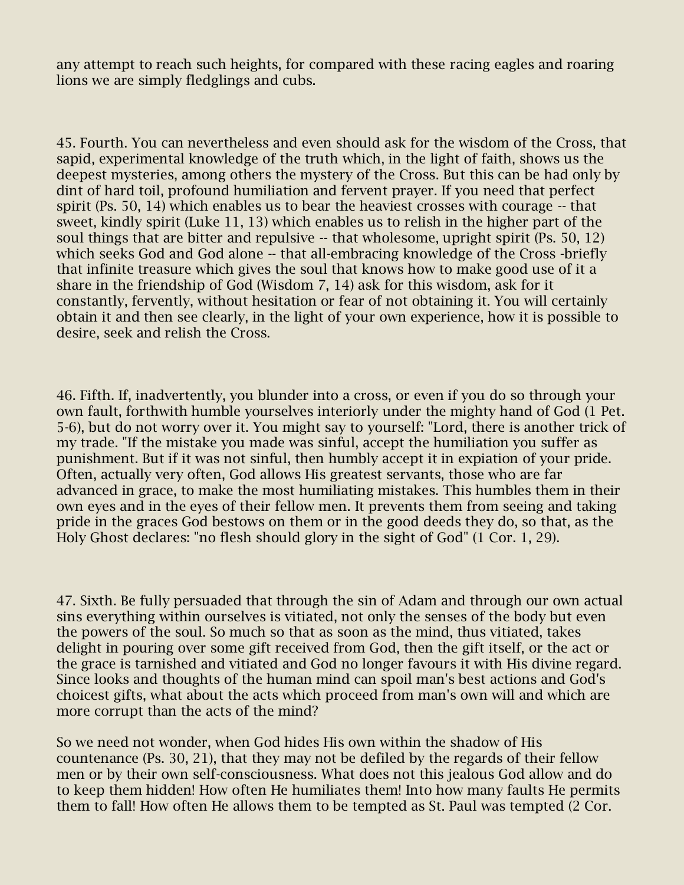any attempt to reach such heights, for compared with these racing eagles and roaring lions we are simply fledglings and cubs.

45. Fourth. You can nevertheless and even should ask for the wisdom of the Cross, that sapid, experimental knowledge of the truth which, in the light of faith, shows us the deepest mysteries, among others the mystery of the Cross. But this can be had only by dint of hard toil, profound humiliation and fervent prayer. If you need that perfect spirit (Ps. 50, 14) which enables us to bear the heaviest crosses with courage -- that sweet, kindly spirit (Luke 11, 13) which enables us to relish in the higher part of the soul things that are bitter and repulsive -- that wholesome, upright spirit (Ps. 50, 12) which seeks God and God alone -- that all-embracing knowledge of the Cross -briefly that infinite treasure which gives the soul that knows how to make good use of it a share in the friendship of God (Wisdom 7, 14) ask for this wisdom, ask for it constantly, fervently, without hesitation or fear of not obtaining it. You will certainly obtain it and then see clearly, in the light of your own experience, how it is possible to desire, seek and relish the Cross.

46. Fifth. If, inadvertently, you blunder into a cross, or even if you do so through your own fault, forthwith humble yourselves interiorly under the mighty hand of God (1 Pet. 5-6), but do not worry over it. You might say to yourself: "Lord, there is another trick of my trade. "If the mistake you made was sinful, accept the humiliation you suffer as punishment. But if it was not sinful, then humbly accept it in expiation of your pride. Often, actually very often, God allows His greatest servants, those who are far advanced in grace, to make the most humiliating mistakes. This humbles them in their own eyes and in the eyes of their fellow men. It prevents them from seeing and taking pride in the graces God bestows on them or in the good deeds they do, so that, as the Holy Ghost declares: "no flesh should glory in the sight of God" (1 Cor. 1, 29).

47. Sixth. Be fully persuaded that through the sin of Adam and through our own actual sins everything within ourselves is vitiated, not only the senses of the body but even the powers of the soul. So much so that as soon as the mind, thus vitiated, takes delight in pouring over some gift received from God, then the gift itself, or the act or the grace is tarnished and vitiated and God no longer favours it with His divine regard. Since looks and thoughts of the human mind can spoil man's best actions and God's choicest gifts, what about the acts which proceed from man's own will and which are more corrupt than the acts of the mind?

So we need not wonder, when God hides His own within the shadow of His countenance (Ps. 30, 21), that they may not be defiled by the regards of their fellow men or by their own self-consciousness. What does not this jealous God allow and do to keep them hidden! How often He humiliates them! Into how many faults He permits them to fall! How often He allows them to be tempted as St. Paul was tempted (2 Cor.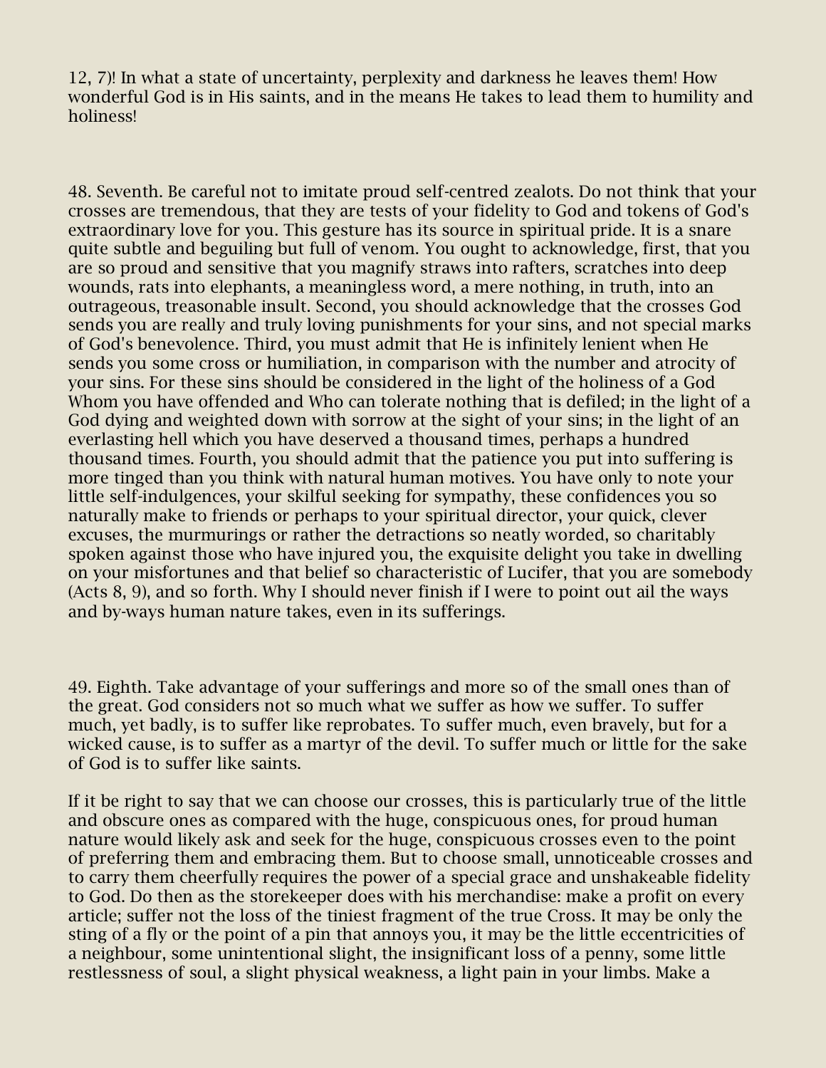12, 7)! In what a state of uncertainty, perplexity and darkness he leaves them! How wonderful God is in His saints, and in the means He takes to lead them to humility and holiness!

48. Seventh. Be careful not to imitate proud self-centred zealots. Do not think that your crosses are tremendous, that they are tests of your fidelity to God and tokens of God's extraordinary love for you. This gesture has its source in spiritual pride. It is a snare quite subtle and beguiling but full of venom. You ought to acknowledge, first, that you are so proud and sensitive that you magnify straws into rafters, scratches into deep wounds, rats into elephants, a meaningless word, a mere nothing, in truth, into an outrageous, treasonable insult. Second, you should acknowledge that the crosses God sends you are really and truly loving punishments for your sins, and not special marks of God's benevolence. Third, you must admit that He is infinitely lenient when He sends you some cross or humiliation, in comparison with the number and atrocity of your sins. For these sins should be considered in the light of the holiness of a God Whom you have offended and Who can tolerate nothing that is defiled; in the light of a God dying and weighted down with sorrow at the sight of your sins; in the light of an everlasting hell which you have deserved a thousand times, perhaps a hundred thousand times. Fourth, you should admit that the patience you put into suffering is more tinged than you think with natural human motives. You have only to note your little self-indulgences, your skilful seeking for sympathy, these confidences you so naturally make to friends or perhaps to your spiritual director, your quick, clever excuses, the murmurings or rather the detractions so neatly worded, so charitably spoken against those who have injured you, the exquisite delight you take in dwelling on your misfortunes and that belief so characteristic of Lucifer, that you are somebody (Acts 8, 9), and so forth. Why I should never finish if I were to point out ail the ways and by-ways human nature takes, even in its sufferings.

49. Eighth. Take advantage of your sufferings and more so of the small ones than of the great. God considers not so much what we suffer as how we suffer. To suffer much, yet badly, is to suffer like reprobates. To suffer much, even bravely, but for a wicked cause, is to suffer as a martyr of the devil. To suffer much or little for the sake of God is to suffer like saints.

If it be right to say that we can choose our crosses, this is particularly true of the little and obscure ones as compared with the huge, conspicuous ones, for proud human nature would likely ask and seek for the huge, conspicuous crosses even to the point of preferring them and embracing them. But to choose small, unnoticeable crosses and to carry them cheerfully requires the power of a special grace and unshakeable fidelity to God. Do then as the storekeeper does with his merchandise: make a profit on every article; suffer not the loss of the tiniest fragment of the true Cross. It may be only the sting of a fly or the point of a pin that annoys you, it may be the little eccentricities of a neighbour, some unintentional slight, the insignificant loss of a penny, some little restlessness of soul, a slight physical weakness, a light pain in your limbs. Make a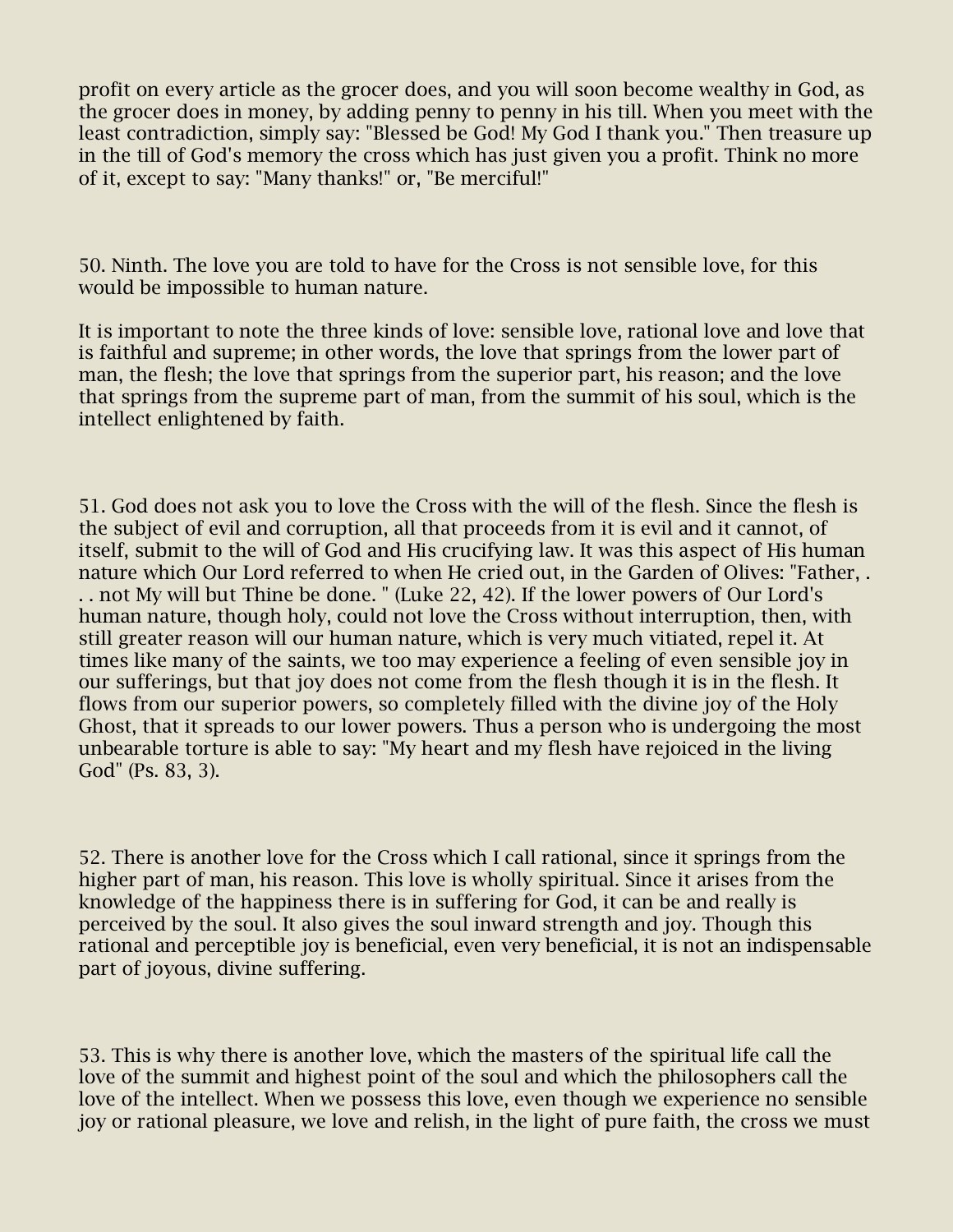profit on every article as the grocer does, and you will soon become wealthy in God, as the grocer does in money, by adding penny to penny in his till. When you meet with the least contradiction, simply say: "Blessed be God! My God I thank you." Then treasure up in the till of God's memory the cross which has just given you a profit. Think no more of it, except to say: "Many thanks!" or, "Be merciful!"

50. Ninth. The love you are told to have for the Cross is not sensible love, for this would be impossible to human nature.

It is important to note the three kinds of love: sensible love, rational love and love that is faithful and supreme; in other words, the love that springs from the lower part of man, the flesh; the love that springs from the superior part, his reason; and the love that springs from the supreme part of man, from the summit of his soul, which is the intellect enlightened by faith.

51. God does not ask you to love the Cross with the will of the flesh. Since the flesh is the subject of evil and corruption, all that proceeds from it is evil and it cannot, of itself, submit to the will of God and His crucifying law. It was this aspect of His human nature which Our Lord referred to when He cried out, in the Garden of Olives: "Father, . . . not My will but Thine be done. " (Luke 22, 42). If the lower powers of Our Lord's human nature, though holy, could not love the Cross without interruption, then, with still greater reason will our human nature, which is very much vitiated, repel it. At times like many of the saints, we too may experience a feeling of even sensible joy in our sufferings, but that joy does not come from the flesh though it is in the flesh. It flows from our superior powers, so completely filled with the divine joy of the Holy Ghost, that it spreads to our lower powers. Thus a person who is undergoing the most unbearable torture is able to say: "My heart and my flesh have rejoiced in the living God" (Ps. 83, 3).

52. There is another love for the Cross which I call rational, since it springs from the higher part of man, his reason. This love is wholly spiritual. Since it arises from the knowledge of the happiness there is in suffering for God, it can be and really is perceived by the soul. It also gives the soul inward strength and joy. Though this rational and perceptible joy is beneficial, even very beneficial, it is not an indispensable part of joyous, divine suffering.

53. This is why there is another love, which the masters of the spiritual life call the love of the summit and highest point of the soul and which the philosophers call the love of the intellect. When we possess this love, even though we experience no sensible joy or rational pleasure, we love and relish, in the light of pure faith, the cross we must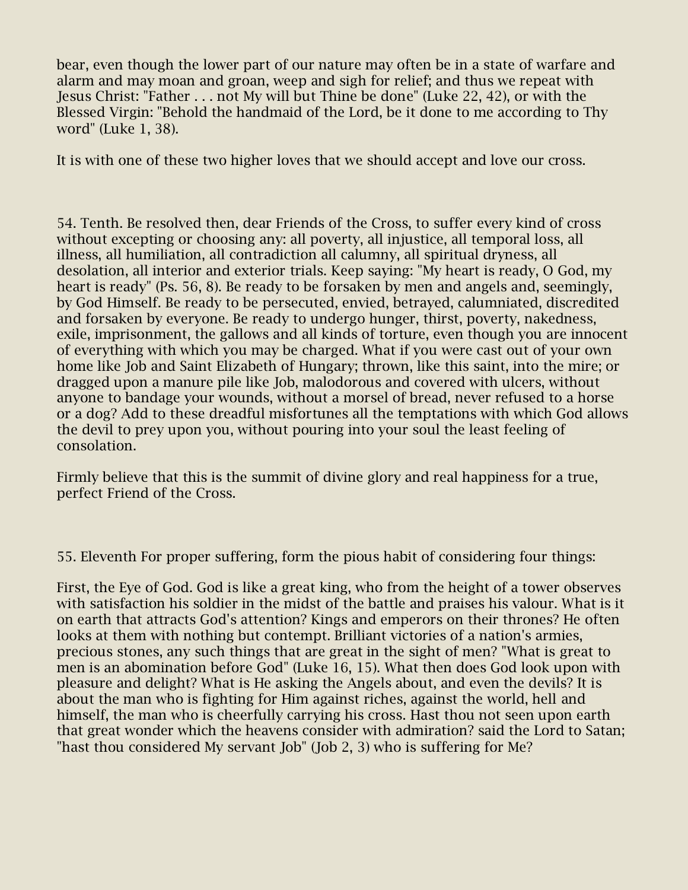bear, even though the lower part of our nature may often be in a state of warfare and alarm and may moan and groan, weep and sigh for relief; and thus we repeat with Jesus Christ: "Father . . . not My will but Thine be done" (Luke 22, 42), or with the Blessed Virgin: "Behold the handmaid of the Lord, be it done to me according to Thy word" (Luke 1, 38).

It is with one of these two higher loves that we should accept and love our cross.

54. Tenth. Be resolved then, dear Friends of the Cross, to suffer every kind of cross without excepting or choosing any: all poverty, all injustice, all temporal loss, all illness, all humiliation, all contradiction all calumny, all spiritual dryness, all desolation, all interior and exterior trials. Keep saying: "My heart is ready, O God, my heart is ready" (Ps. 56, 8). Be ready to be forsaken by men and angels and, seemingly, by God Himself. Be ready to be persecuted, envied, betrayed, calumniated, discredited and forsaken by everyone. Be ready to undergo hunger, thirst, poverty, nakedness, exile, imprisonment, the gallows and all kinds of torture, even though you are innocent of everything with which you may be charged. What if you were cast out of your own home like Job and Saint Elizabeth of Hungary; thrown, like this saint, into the mire; or dragged upon a manure pile like Job, malodorous and covered with ulcers, without anyone to bandage your wounds, without a morsel of bread, never refused to a horse or a dog? Add to these dreadful misfortunes all the temptations with which God allows the devil to prey upon you, without pouring into your soul the least feeling of consolation.

Firmly believe that this is the summit of divine glory and real happiness for a true, perfect Friend of the Cross.

55. Eleventh For proper suffering, form the pious habit of considering four things:

First, the Eye of God. God is like a great king, who from the height of a tower observes with satisfaction his soldier in the midst of the battle and praises his valour. What is it on earth that attracts God's attention? Kings and emperors on their thrones? He often looks at them with nothing but contempt. Brilliant victories of a nation's armies, precious stones, any such things that are great in the sight of men? "What is great to men is an abomination before God" (Luke 16, 15). What then does God look upon with pleasure and delight? What is He asking the Angels about, and even the devils? It is about the man who is fighting for Him against riches, against the world, hell and himself, the man who is cheerfully carrying his cross. Hast thou not seen upon earth that great wonder which the heavens consider with admiration? said the Lord to Satan; "hast thou considered My servant Job" (Job 2, 3) who is suffering for Me?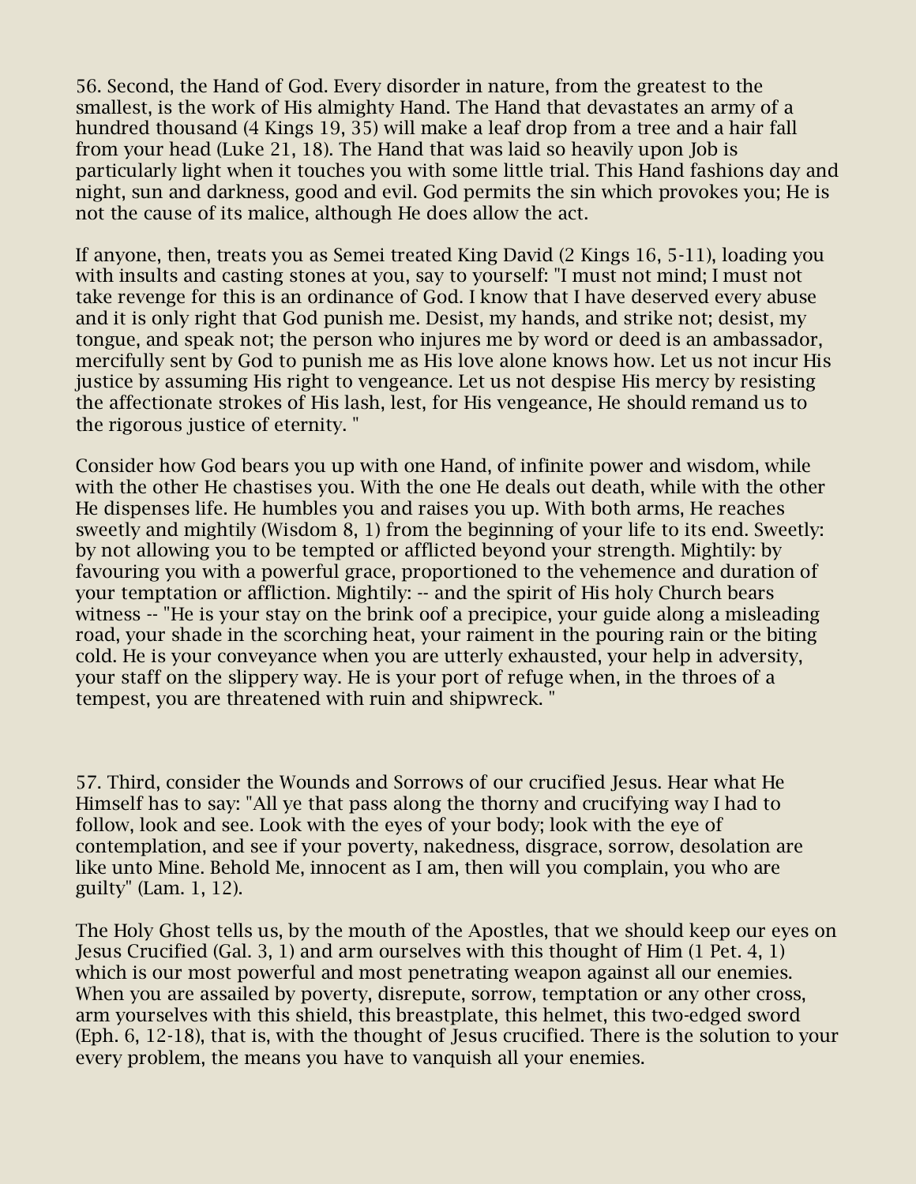56. Second, the Hand of God. Every disorder in nature, from the greatest to the smallest, is the work of His almighty Hand. The Hand that devastates an army of a hundred thousand (4 Kings 19, 35) will make a leaf drop from a tree and a hair fall from your head (Luke 21, 18). The Hand that was laid so heavily upon Job is particularly light when it touches you with some little trial. This Hand fashions day and night, sun and darkness, good and evil. God permits the sin which provokes you; He is not the cause of its malice, although He does allow the act.

If anyone, then, treats you as Semei treated King David (2 Kings 16, 5-11), loading you with insults and casting stones at you, say to yourself: "I must not mind; I must not take revenge for this is an ordinance of God. I know that I have deserved every abuse and it is only right that God punish me. Desist, my hands, and strike not; desist, my tongue, and speak not; the person who injures me by word or deed is an ambassador, mercifully sent by God to punish me as His love alone knows how. Let us not incur His justice by assuming His right to vengeance. Let us not despise His mercy by resisting the affectionate strokes of His lash, lest, for His vengeance, He should remand us to the rigorous justice of eternity. "

Consider how God bears you up with one Hand, of infinite power and wisdom, while with the other He chastises you. With the one He deals out death, while with the other He dispenses life. He humbles you and raises you up. With both arms, He reaches sweetly and mightily (Wisdom 8, 1) from the beginning of your life to its end. Sweetly: by not allowing you to be tempted or afflicted beyond your strength. Mightily: by favouring you with a powerful grace, proportioned to the vehemence and duration of your temptation or affliction. Mightily: -- and the spirit of His holy Church bears witness -- "He is your stay on the brink oof a precipice, your guide along a misleading road, your shade in the scorching heat, your raiment in the pouring rain or the biting cold. He is your conveyance when you are utterly exhausted, your help in adversity, your staff on the slippery way. He is your port of refuge when, in the throes of a tempest, you are threatened with ruin and shipwreck. "

57. Third, consider the Wounds and Sorrows of our crucified Jesus. Hear what He Himself has to say: "All ye that pass along the thorny and crucifying way I had to follow, look and see. Look with the eyes of your body; look with the eye of contemplation, and see if your poverty, nakedness, disgrace, sorrow, desolation are like unto Mine. Behold Me, innocent as I am, then will you complain, you who are guilty" (Lam. 1, 12).

The Holy Ghost tells us, by the mouth of the Apostles, that we should keep our eyes on Jesus Crucified (Gal. 3, 1) and arm ourselves with this thought of Him (1 Pet. 4, 1) which is our most powerful and most penetrating weapon against all our enemies. When you are assailed by poverty, disrepute, sorrow, temptation or any other cross, arm yourselves with this shield, this breastplate, this helmet, this two-edged sword (Eph. 6, 12-18), that is, with the thought of Jesus crucified. There is the solution to your every problem, the means you have to vanquish all your enemies.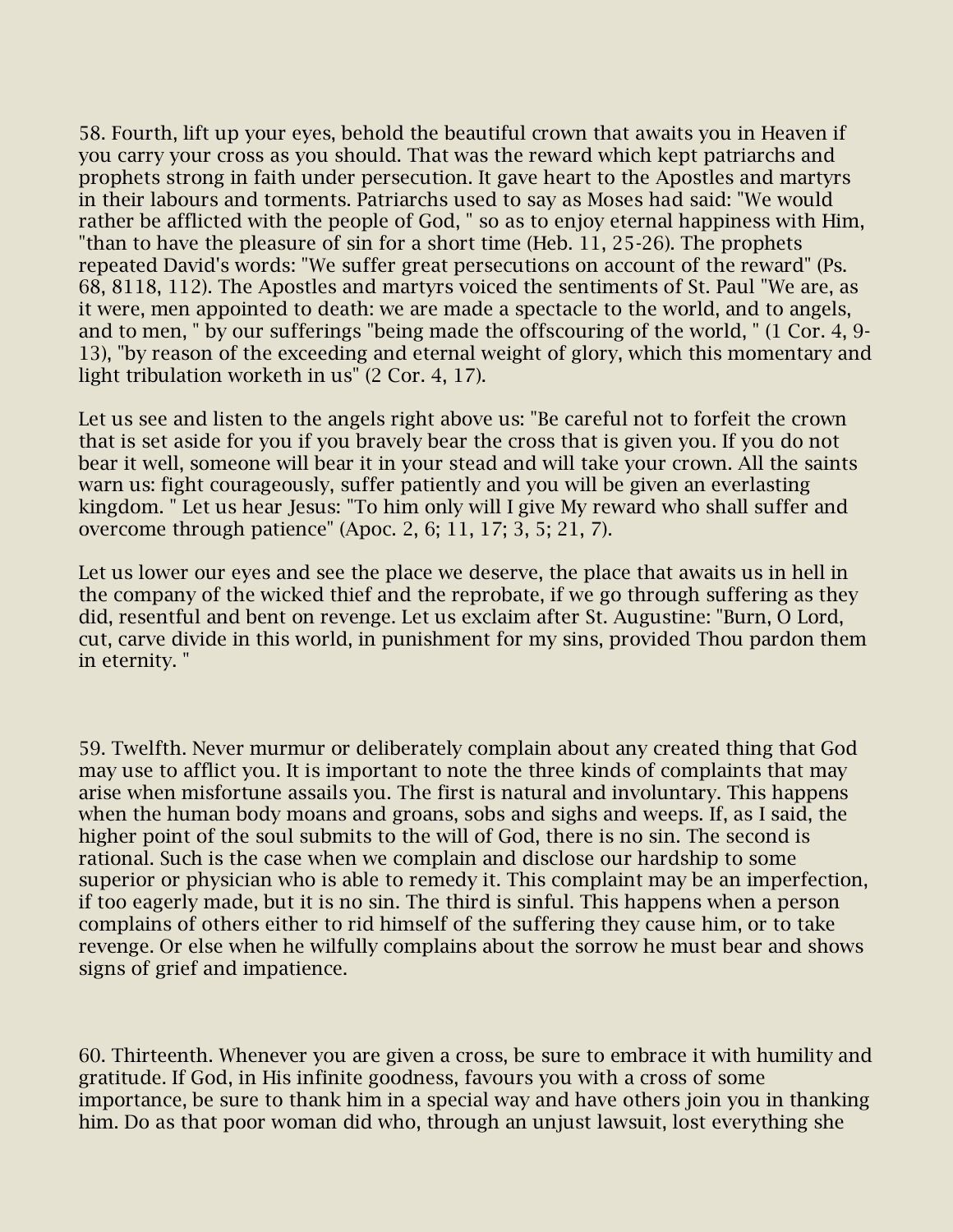58. Fourth, lift up your eyes, behold the beautiful crown that awaits you in Heaven if you carry your cross as you should. That was the reward which kept patriarchs and prophets strong in faith under persecution. It gave heart to the Apostles and martyrs in their labours and torments. Patriarchs used to say as Moses had said: "We would rather be afflicted with the people of God, " so as to enjoy eternal happiness with Him, "than to have the pleasure of sin for a short time (Heb. 11, 25-26). The prophets repeated David's words: "We suffer great persecutions on account of the reward" (Ps. 68, 8118, 112). The Apostles and martyrs voiced the sentiments of St. Paul "We are, as it were, men appointed to death: we are made a spectacle to the world, and to angels, and to men, " by our sufferings "being made the offscouring of the world, " (1 Cor. 4, 9-13), "by reason of the exceeding and eternal weight of glory, which this momentary and light tribulation worketh in us" (2 Cor. 4, 17).

Let us see and listen to the angels right above us: "Be careful not to forfeit the crown that is set aside for you if you bravely bear the cross that is given you. If you do not bear it well, someone will bear it in your stead and will take your crown. All the saints warn us: fight courageously, suffer patiently and you will be given an everlasting kingdom. " Let us hear Jesus: "To him only will I give My reward who shall suffer and overcome through patience" (Apoc. 2, 6; 11, 17; 3, 5; 21, 7).

Let us lower our eyes and see the place we deserve, the place that awaits us in hell in the company of the wicked thief and the reprobate, if we go through suffering as they did, resentful and bent on revenge. Let us exclaim after St. Augustine: "Burn, O Lord, cut, carve divide in this world, in punishment for my sins, provided Thou pardon them in eternity. "

59. Twelfth. Never murmur or deliberately complain about any created thing that God may use to afflict you. It is important to note the three kinds of complaints that may arise when misfortune assails you. The first is natural and involuntary. This happens when the human body moans and groans, sobs and sighs and weeps. If, as I said, the higher point of the soul submits to the will of God, there is no sin. The second is rational. Such is the case when we complain and disclose our hardship to some superior or physician who is able to remedy it. This complaint may be an imperfection, if too eagerly made, but it is no sin. The third is sinful. This happens when a person complains of others either to rid himself of the suffering they cause him, or to take revenge. Or else when he wilfully complains about the sorrow he must bear and shows signs of grief and impatience.

60. Thirteenth. Whenever you are given a cross, be sure to embrace it with humility and gratitude. If God, in His infinite goodness, favours you with a cross of some importance, be sure to thank him in a special way and have others join you in thanking him. Do as that poor woman did who, through an unjust lawsuit, lost everything she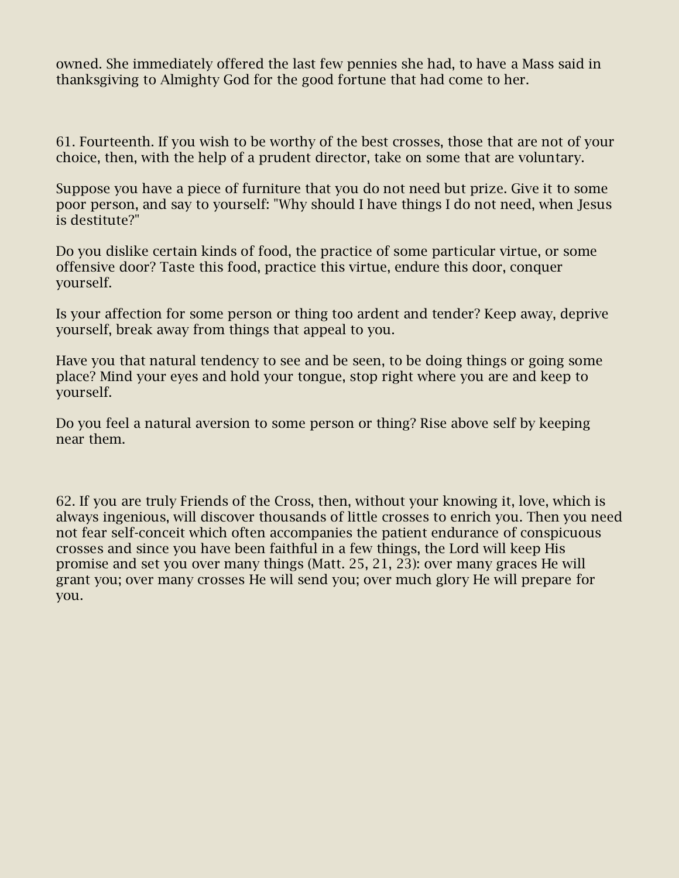owned. She immediately offered the last few pennies she had, to have a Mass said in thanksgiving to Almighty God for the good fortune that had come to her.

61. Fourteenth. If you wish to be worthy of the best crosses, those that are not of your choice, then, with the help of a prudent director, take on some that are voluntary.

Suppose you have a piece of furniture that you do not need but prize. Give it to some poor person, and say to yourself: "Why should I have things I do not need, when Jesus is destitute?"

Do you dislike certain kinds of food, the practice of some particular virtue, or some offensive door? Taste this food, practice this virtue, endure this door, conquer yourself.

Is your affection for some person or thing too ardent and tender? Keep away, deprive yourself, break away from things that appeal to you.

Have you that natural tendency to see and be seen, to be doing things or going some place? Mind your eyes and hold your tongue, stop right where you are and keep to yourself.

Do you feel a natural aversion to some person or thing? Rise above self by keeping near them.

62. If you are truly Friends of the Cross, then, without your knowing it, love, which is always ingenious, will discover thousands of little crosses to enrich you. Then you need not fear self-conceit which often accompanies the patient endurance of conspicuous crosses and since you have been faithful in a few things, the Lord will keep His promise and set you over many things (Matt. 25, 21, 23): over many graces He will grant you; over many crosses He will send you; over much glory He will prepare for you.